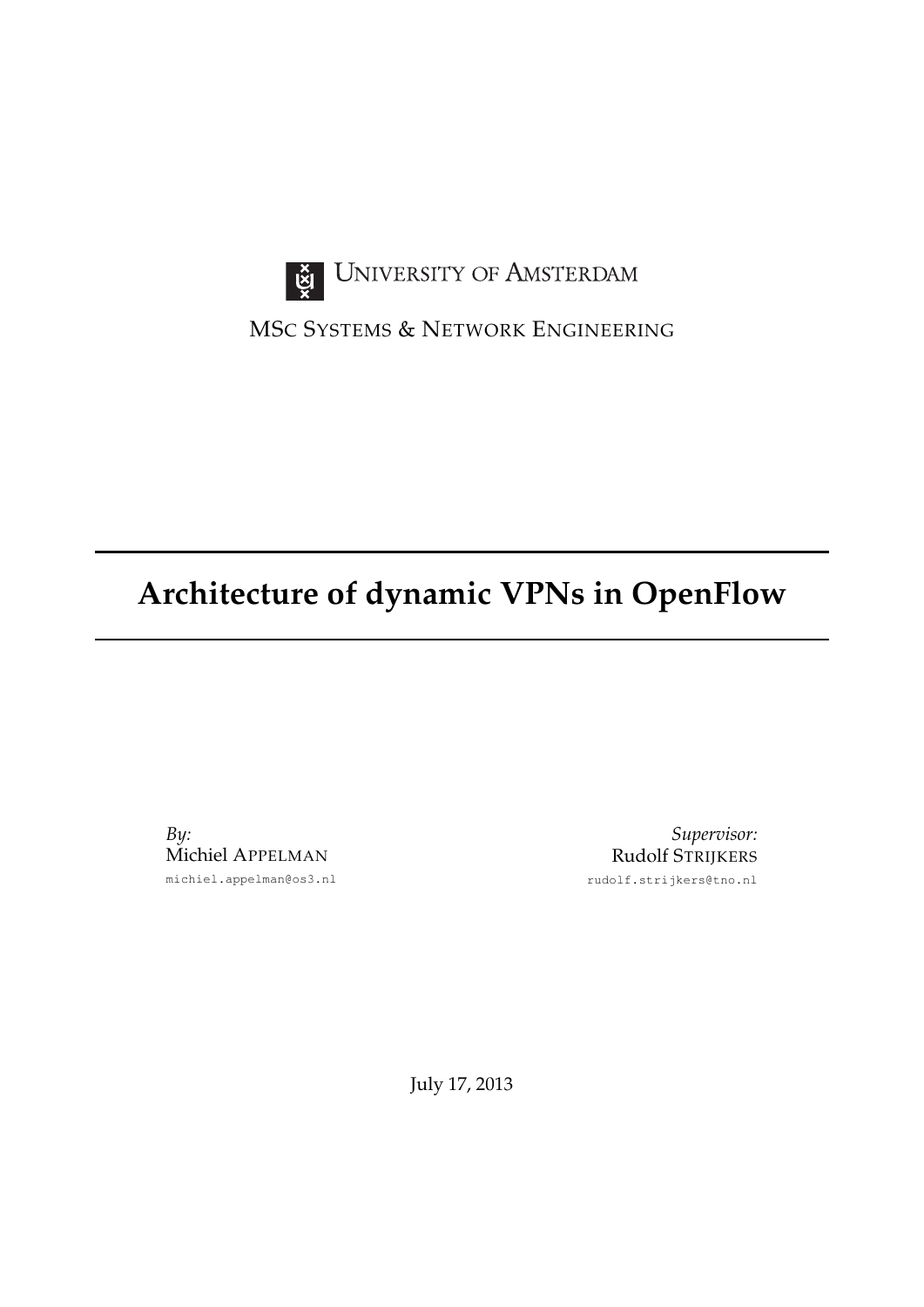UNIVERSITY OF AMSTERDAM

MSC SYSTEMS & NETWORK ENGINEERING

# Architecture of dynamic VPNs in OpenFlow

*By:*
Michiel APPELMAN
michiel.appelman@os3.nl

*Supervisor:*
Rudolf STRIJKERS
rudolf.strijkers@tno.nl

July 17, 2013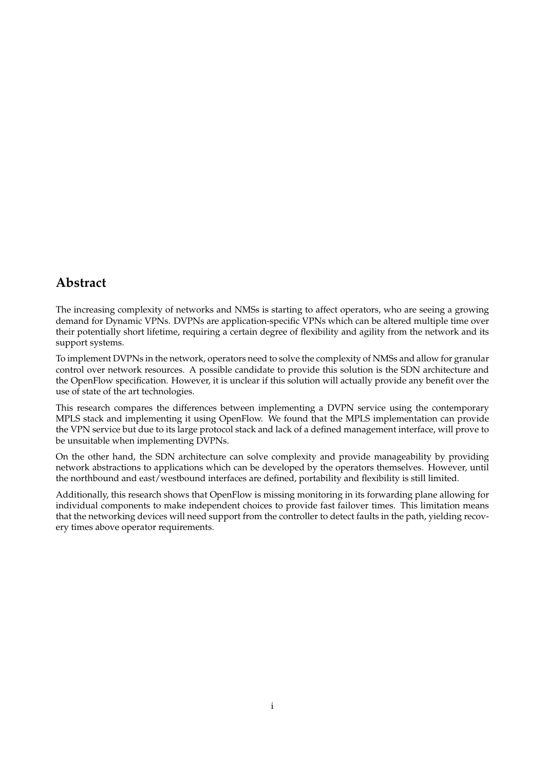## Abstract

The increasing complexity of networks and NMSs is starting to affect operators, who are seeing a growing demand for Dynamic VPNs. DVPNs are application-specific VPNs which can be altered multiple time over their potentially short lifetime, requiring a certain degree of flexibility and agility from the network and its support systems.

To implement DVPNs in the network, operators need to solve the complexity of NMSs and allow for granular control over network resources. A possible candidate to provide this solution is the SDN architecture and the OpenFlow specification. However, it is unclear if this solution will actually provide any benefit over the use of state of the art technologies.

This research compares the differences between implementing a DVPN service using the contemporary MPLS stack and implementing it using OpenFlow. We found that the MPLS implementation can provide the VPN service but due to its large protocol stack and lack of a defined management interface, will prove to be unsuitable when implementing DVPNs.

On the other hand, the SDN architecture can solve complexity and provide manageability by providing network abstractions to applications which can be developed by the operators themselves. However, until the northbound and east/westbound interfaces are defined, portability and flexibility is still limited.

Additionally, this research shows that OpenFlow is missing monitoring in its forwarding plane allowing for individual components to make independent choices to provide fast failover times. This limitation means that the networking devices will need support from the controller to detect faults in the path, yielding recovery times above operator requirements.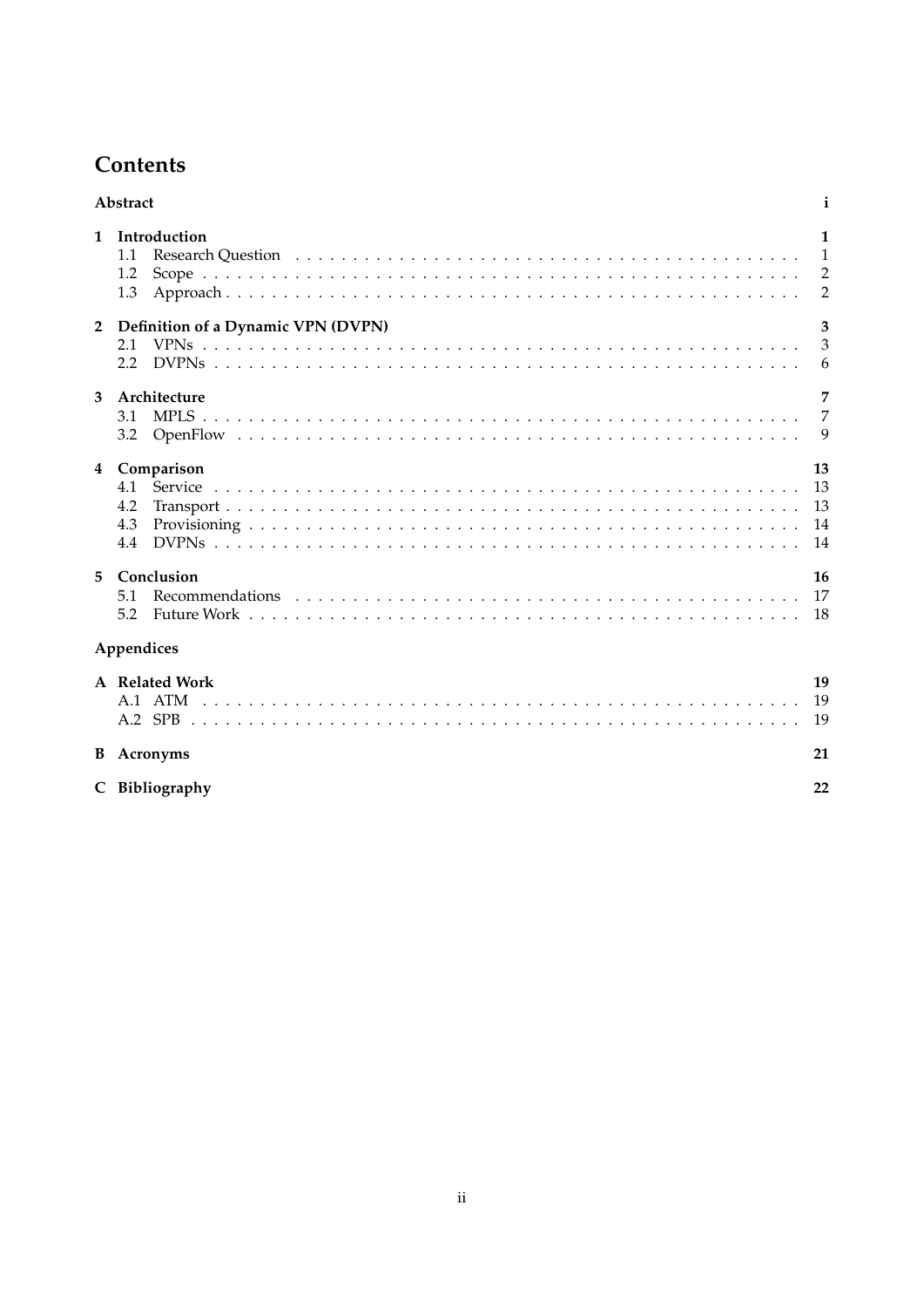# Contents

| | |
|---|---|
| **Abstract** | **i** |
| **1 Introduction** | **1** |
| 1.1 Research Question | 1 |
| 1.2 Scope | 2 |
| 1.3 Approach | 2 |
| **2 Definition of a Dynamic VPN (DVPN)** | **3** |
| 2.1 VPNs | 3 |
| 2.2 DVPNs | 6 |
| **3 Architecture** | **7** |
| 3.1 MPLS | 7 |
| 3.2 OpenFlow | 9 |
| **4 Comparison** | **13** |
| 4.1 Service | 13 |
| 4.2 Transport | 13 |
| 4.3 Provisioning | 14 |
| 4.4 DVPNs | 14 |
| **5 Conclusion** | **16** |
| 5.1 Recommendations | 17 |
| 5.2 Future Work | 18 |
| **Appendices** | |
| **A Related Work** | **19** |
| A.1 ATM | 19 |
| A.2 SPB | 19 |
| **B Acronyms** | **21** |
| **C Bibliography** | **22** |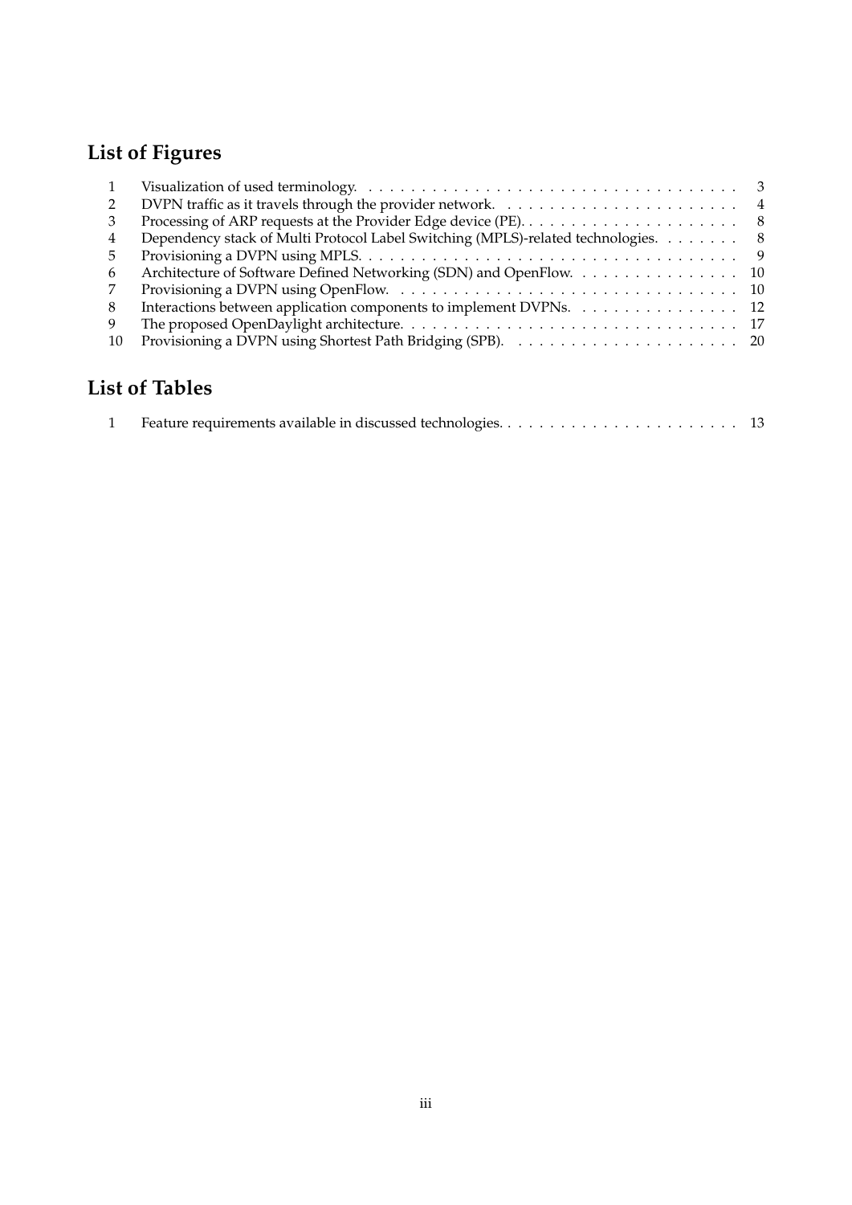## List of Figures

| | | |
|---|---|---|
| 1 | Visualization of used terminology. | 3 |
| 2 | DVPN traffic as it travels through the provider network. | 4 |
| 3 | Processing of ARP requests at the Provider Edge device (PE). | 8 |
| 4 | Dependency stack of Multi Protocol Label Switching (MPLS)-related technologies. | 8 |
| 5 | Provisioning a DVPN using MPLS. | 9 |
| 6 | Architecture of Software Defined Networking (SDN) and OpenFlow. | 10 |
| 7 | Provisioning a DVPN using OpenFlow. | 10 |
| 8 | Interactions between application components to implement DVPNs. | 12 |
| 9 | The proposed OpenDaylight architecture. | 17 |
| 10 | Provisioning a DVPN using Shortest Path Bridging (SPB). | 20 |

## List of Tables

| | | |
|---|---|---|
| 1 | Feature requirements available in discussed technologies. | 13 |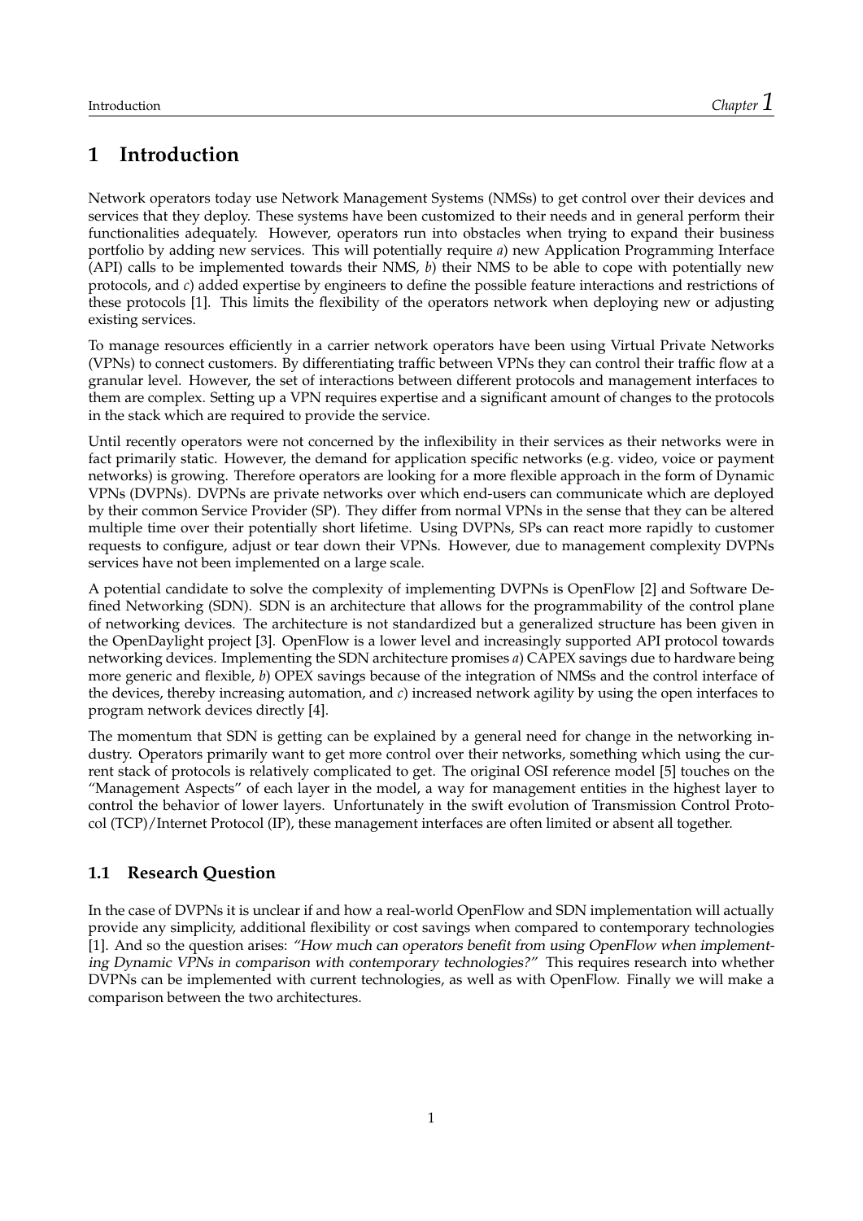# 1 Introduction

Network operators today use Network Management Systems (NMSs) to get control over their devices and services that they deploy. These systems have been customized to their needs and in general perform their functionalities adequately. However, operators run into obstacles when trying to expand their business portfolio by adding new services. This will potentially require *a*) new Application Programming Interface (API) calls to be implemented towards their NMS, *b*) their NMS to be able to cope with potentially new protocols, and *c*) added expertise by engineers to define the possible feature interactions and restrictions of these protocols [1]. This limits the flexibility of the operators network when deploying new or adjusting existing services.

To manage resources efficiently in a carrier network operators have been using Virtual Private Networks (VPNs) to connect customers. By differentiating traffic between VPNs they can control their traffic flow at a granular level. However, the set of interactions between different protocols and management interfaces to them are complex. Setting up a VPN requires expertise and a significant amount of changes to the protocols in the stack which are required to provide the service.

Until recently operators were not concerned by the inflexibility in their services as their networks were in fact primarily static. However, the demand for application specific networks (e.g. video, voice or payment networks) is growing. Therefore operators are looking for a more flexible approach in the form of Dynamic VPNs (DVPNs). DVPNs are private networks over which end-users can communicate which are deployed by their common Service Provider (SP). They differ from normal VPNs in the sense that they can be altered multiple time over their potentially short lifetime. Using DVPNs, SPs can react more rapidly to customer requests to configure, adjust or tear down their VPNs. However, due to management complexity DVPNs services have not been implemented on a large scale.

A potential candidate to solve the complexity of implementing DVPNs is OpenFlow [2] and Software Defined Networking (SDN). SDN is an architecture that allows for the programmability of the control plane of networking devices. The architecture is not standardized but a generalized structure has been given in the OpenDaylight project [3]. OpenFlow is a lower level and increasingly supported API protocol towards networking devices. Implementing the SDN architecture promises *a*) CAPEX savings due to hardware being more generic and flexible, *b*) OPEX savings because of the integration of NMSs and the control interface of the devices, thereby increasing automation, and *c*) increased network agility by using the open interfaces to program network devices directly [4].

The momentum that SDN is getting can be explained by a general need for change in the networking industry. Operators primarily want to get more control over their networks, something which using the current stack of protocols is relatively complicated to get. The original OSI reference model [5] touches on the "Management Aspects" of each layer in the model, a way for management entities in the highest layer to control the behavior of lower layers. Unfortunately in the swift evolution of Transmission Control Protocol (TCP)/Internet Protocol (IP), these management interfaces are often limited or absent all together.

## 1.1 Research Question

In the case of DVPNs it is unclear if and how a real-world OpenFlow and SDN implementation will actually provide any simplicity, additional flexibility or cost savings when compared to contemporary technologies [1]. And so the question arises: *"How much can operators benefit from using OpenFlow when implementing Dynamic VPNs in comparison with contemporary technologies?"* This requires research into whether DVPNs can be implemented with current technologies, as well as with OpenFlow. Finally we will make a comparison between the two architectures.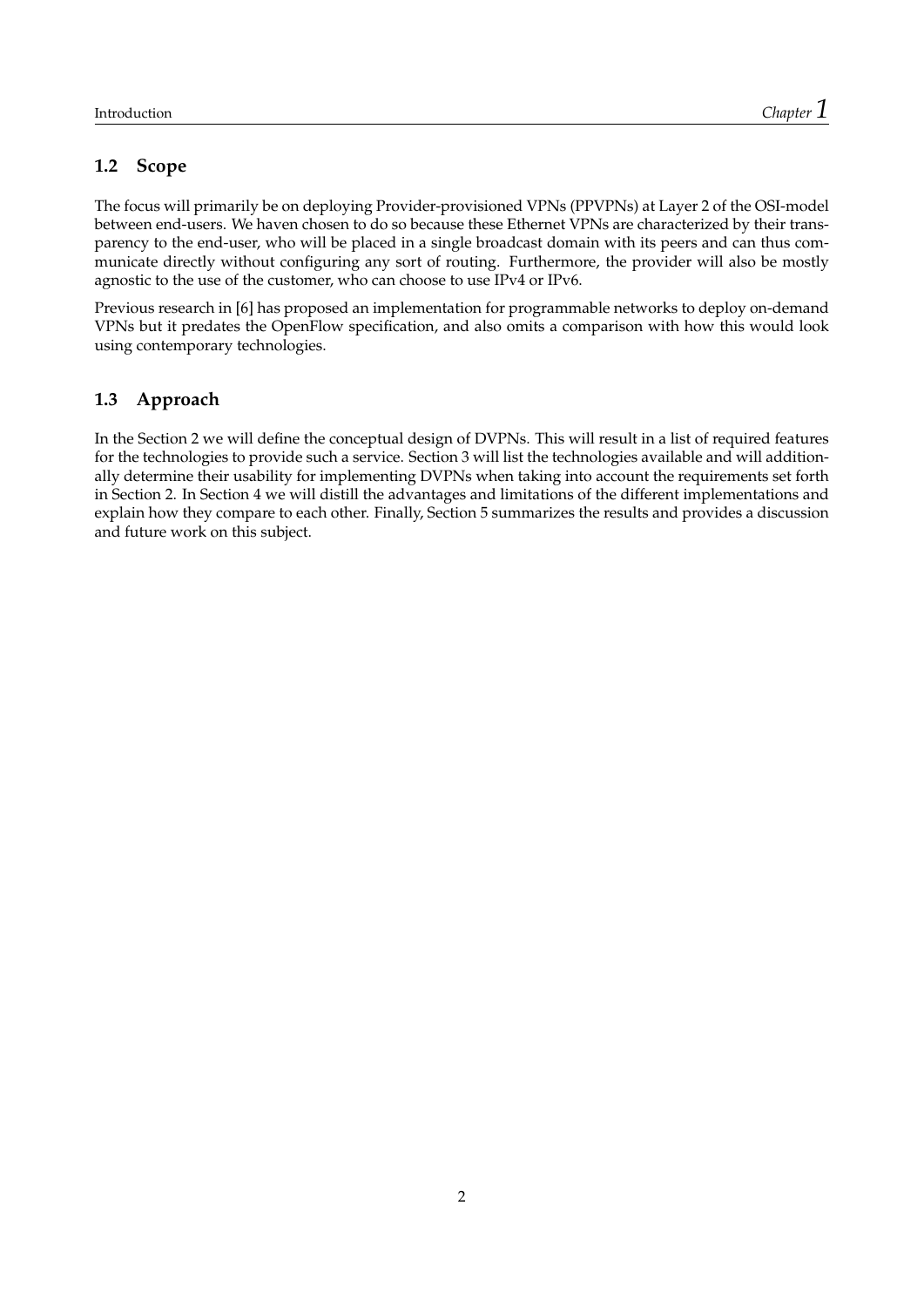## 1.2 Scope

The focus will primarily be on deploying Provider-provisioned VPNs (PPVPNs) at Layer 2 of the OSI-model between end-users. We haven chosen to do so because these Ethernet VPNs are characterized by their transparency to the end-user, who will be placed in a single broadcast domain with its peers and can thus communicate directly without configuring any sort of routing. Furthermore, the provider will also be mostly agnostic to the use of the customer, who can choose to use IPv4 or IPv6.

Previous research in [6] has proposed an implementation for programmable networks to deploy on-demand VPNs but it predates the OpenFlow specification, and also omits a comparison with how this would look using contemporary technologies.

## 1.3 Approach

In the Section 2 we will define the conceptual design of DVPNs. This will result in a list of required features for the technologies to provide such a service. Section 3 will list the technologies available and will additionally determine their usability for implementing DVPNs when taking into account the requirements set forth in Section 2. In Section 4 we will distill the advantages and limitations of the different implementations and explain how they compare to each other. Finally, Section 5 summarizes the results and provides a discussion and future work on this subject.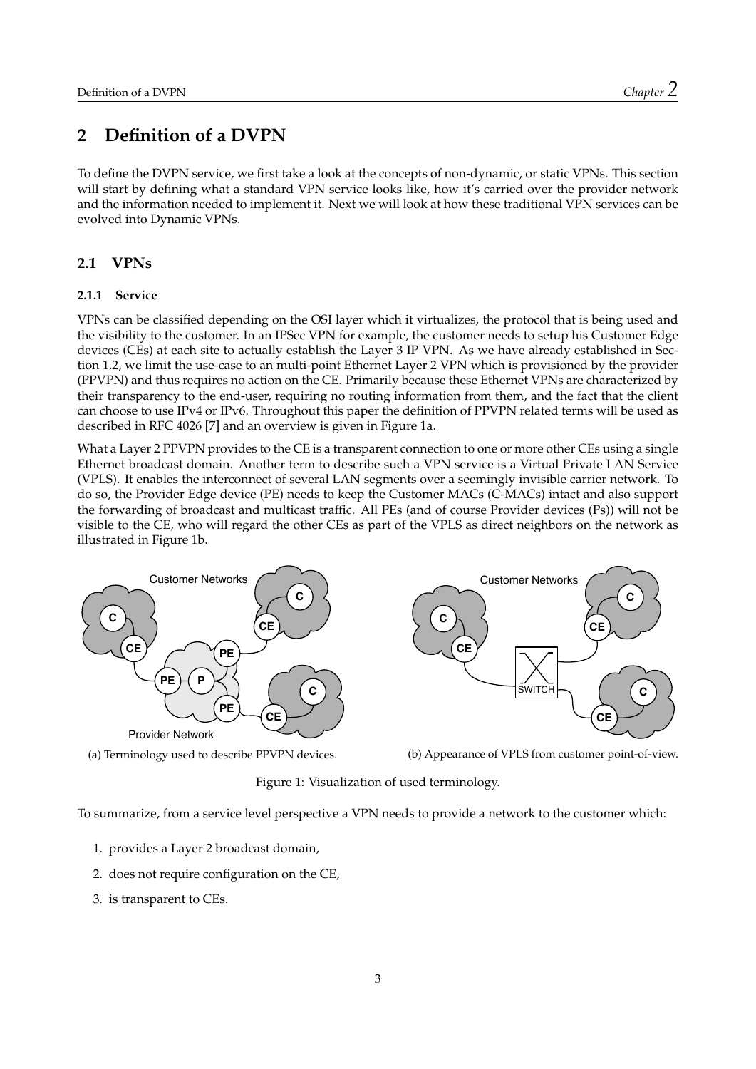# 2 Definition of a DVPN

To define the DVPN service, we first take a look at the concepts of non-dynamic, or static VPNs. This section will start by defining what a standard VPN service looks like, how it's carried over the provider network and the information needed to implement it. Next we will look at how these traditional VPN services can be evolved into Dynamic VPNs.

## 2.1 VPNs

### 2.1.1 Service

VPNs can be classified depending on the OSI layer which it virtualizes, the protocol that is being used and the visibility to the customer. In an IPSec VPN for example, the customer needs to setup his Customer Edge devices (CEs) at each site to actually establish the Layer 3 IP VPN. As we have already established in Section 1.2, we limit the use-case to an multi-point Ethernet Layer 2 VPN which is provisioned by the provider (PPVPN) and thus requires no action on the CE. Primarily because these Ethernet VPNs are characterized by their transparency to the end-user, requiring no routing information from them, and the fact that the client can choose to use IPv4 or IPv6. Throughout this paper the definition of PPVPN related terms will be used as described in RFC 4026 [7] and an overview is given in Figure 1a.

What a Layer 2 PPVPN provides to the CE is a transparent connection to one or more other CEs using a single Ethernet broadcast domain. Another term to describe such a VPN service is a Virtual Private LAN Service (VPLS). It enables the interconnect of several LAN segments over a seemingly invisible carrier network. To do so, the Provider Edge device (PE) needs to keep the Customer MACs (C-MACs) intact and also support the forwarding of broadcast and multicast traffic. All PEs (and of course Provider devices (Ps)) will not be visible to the CE, who will regard the other CEs as part of the VPLS as direct neighbors on the network as illustrated in Figure 1b.

(a) Terminology used to describe PPVPN devices.

(b) Appearance of VPLS from customer point-of-view.

Figure 1: Visualization of used terminology.

To summarize, from a service level perspective a VPN needs to provide a network to the customer which:

1. provides a Layer 2 broadcast domain,
2. does not require configuration on the CE,
3. is transparent to CEs.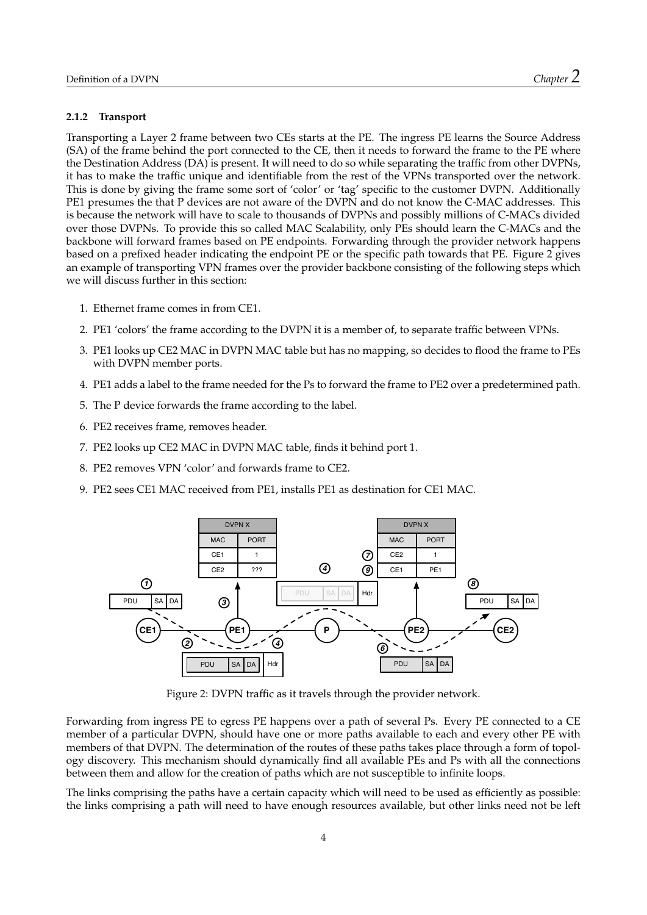### 2.1.2 Transport

Transporting a Layer 2 frame between two CEs starts at the PE. The ingress PE learns the Source Address (SA) of the frame behind the port connected to the CE, then it needs to forward the frame to the PE where the Destination Address (DA) is present. It will need to do so while separating the traffic from other DVPNs, it has to make the traffic unique and identifiable from the rest of the VPNs transported over the network. This is done by giving the frame some sort of 'color' or 'tag' specific to the customer DVPN. Additionally PE1 presumes the that P devices are not aware of the DVPN and do not know the C-MAC addresses. This is because the network will have to scale to thousands of DVPNs and possibly millions of C-MACs divided over those DVPNs. To provide this so called MAC Scalability, only PEs should learn the C-MACs and the backbone will forward frames based on PE endpoints. Forwarding through the provider network happens based on a prefixed header indicating the endpoint PE or the specific path towards that PE. Figure 2 gives an example of transporting VPN frames over the provider backbone consisting of the following steps which we will discuss further in this section:

1. Ethernet frame comes in from CE1.
2. PE1 'colors' the frame according to the DVPN it is a member of, to separate traffic between VPNs.
3. PE1 looks up CE2 MAC in DVPN MAC table but has no mapping, so decides to flood the frame to PEs with DVPN member ports.
4. PE1 adds a label to the frame needed for the Ps to forward the frame to PE2 over a predetermined path.
5. The P device forwards the frame according to the label.
6. PE2 receives frame, removes header.
7. PE2 looks up CE2 MAC in DVPN MAC table, finds it behind port 1.
8. PE2 removes VPN 'color' and forwards frame to CE2.
9. PE2 sees CE1 MAC received from PE1, installs PE1 as destination for CE1 MAC.

Figure 2: DVPN traffic as it travels through the provider network.

Forwarding from ingress PE to egress PE happens over a path of several Ps. Every PE connected to a CE member of a particular DVPN, should have one or more paths available to each and every other PE with members of that DVPN. The determination of the routes of these paths takes place through a form of topology discovery. This mechanism should dynamically find all available PEs and Ps with all the connections between them and allow for the creation of paths which are not susceptible to infinite loops.

The links comprising the paths have a certain capacity which will need to be used as efficiently as possible: the links comprising a path will need to have enough resources available, but other links need not be left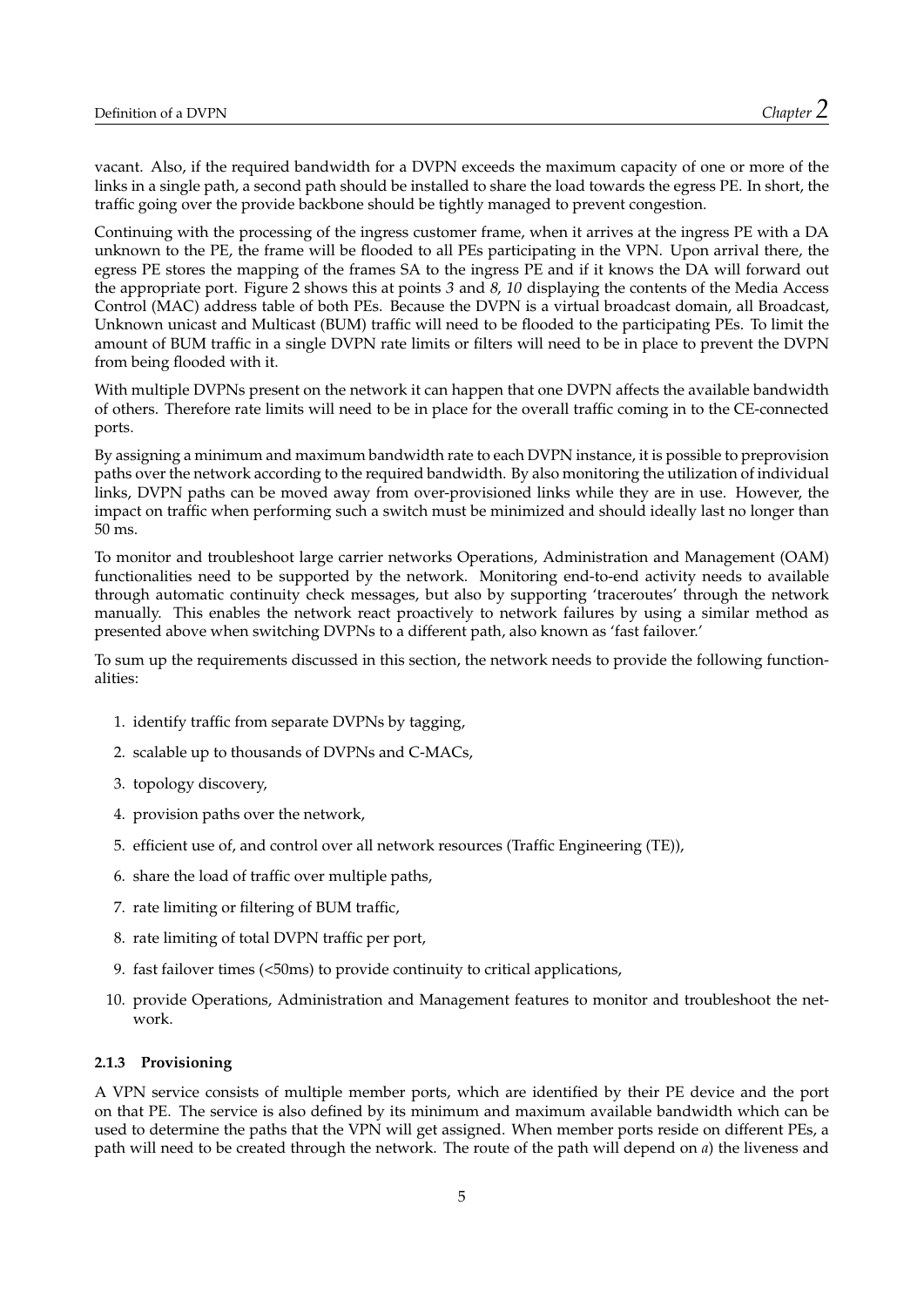vacant. Also, if the required bandwidth for a DVPN exceeds the maximum capacity of one or more of the links in a single path, a second path should be installed to share the load towards the egress PE. In short, the traffic going over the provide backbone should be tightly managed to prevent congestion.

Continuing with the processing of the ingress customer frame, when it arrives at the ingress PE with a DA unknown to the PE, the frame will be flooded to all PEs participating in the VPN. Upon arrival there, the egress PE stores the mapping of the frames SA to the ingress PE and if it knows the DA will forward out the appropriate port. Figure 2 shows this at points *3* and *8, 10* displaying the contents of the Media Access Control (MAC) address table of both PEs. Because the DVPN is a virtual broadcast domain, all Broadcast, Unknown unicast and Multicast (BUM) traffic will need to be flooded to the participating PEs. To limit the amount of BUM traffic in a single DVPN rate limits or filters will need to be in place to prevent the DVPN from being flooded with it.

With multiple DVPNs present on the network it can happen that one DVPN affects the available bandwidth of others. Therefore rate limits will need to be in place for the overall traffic coming in to the CE-connected ports.

By assigning a minimum and maximum bandwidth rate to each DVPN instance, it is possible to preprovision paths over the network according to the required bandwidth. By also monitoring the utilization of individual links, DVPN paths can be moved away from over-provisioned links while they are in use. However, the impact on traffic when performing such a switch must be minimized and should ideally last no longer than 50 ms.

To monitor and troubleshoot large carrier networks Operations, Administration and Management (OAM) functionalities need to be supported by the network. Monitoring end-to-end activity needs to available through automatic continuity check messages, but also by supporting 'traceroutes' through the network manually. This enables the network react proactively to network failures by using a similar method as presented above when switching DVPNs to a different path, also known as 'fast failover.'

To sum up the requirements discussed in this section, the network needs to provide the following functionalities:

1. identify traffic from separate DVPNs by tagging,
2. scalable up to thousands of DVPNs and C-MACs,
3. topology discovery,
4. provision paths over the network,
5. efficient use of, and control over all network resources (Traffic Engineering (TE)),
6. share the load of traffic over multiple paths,
7. rate limiting or filtering of BUM traffic,
8. rate limiting of total DVPN traffic per port,
9. fast failover times (<50ms) to provide continuity to critical applications,
10. provide Operations, Administration and Management features to monitor and troubleshoot the network.

### 2.1.3 Provisioning

A VPN service consists of multiple member ports, which are identified by their PE device and the port on that PE. The service is also defined by its minimum and maximum available bandwidth which can be used to determine the paths that the VPN will get assigned. When member ports reside on different PEs, a path will need to be created through the network. The route of the path will depend on *a*) the liveness and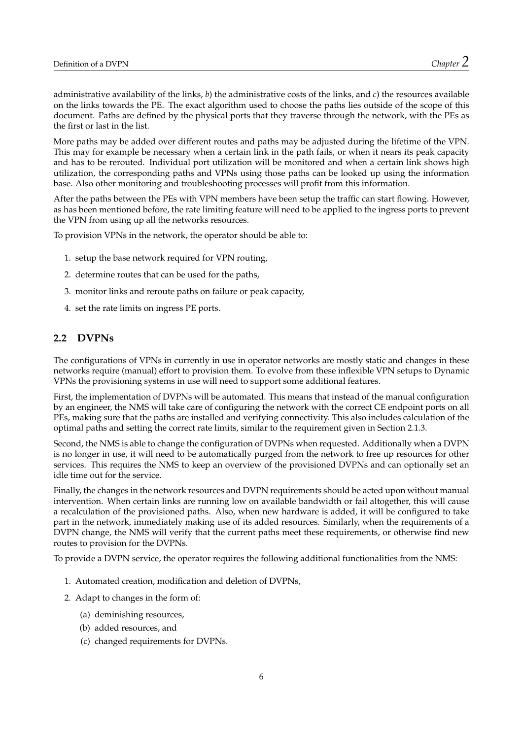administrative availability of the links, *b*) the administrative costs of the links, and *c*) the resources available on the links towards the PE. The exact algorithm used to choose the paths lies outside of the scope of this document. Paths are defined by the physical ports that they traverse through the network, with the PEs as the first or last in the list.

More paths may be added over different routes and paths may be adjusted during the lifetime of the VPN. This may for example be necessary when a certain link in the path fails, or when it nears its peak capacity and has to be rerouted. Individual port utilization will be monitored and when a certain link shows high utilization, the corresponding paths and VPNs using those paths can be looked up using the information base. Also other monitoring and troubleshooting processes will profit from this information.

After the paths between the PEs with VPN members have been setup the traffic can start flowing. However, as has been mentioned before, the rate limiting feature will need to be applied to the ingress ports to prevent the VPN from using up all the networks resources.

To provision VPNs in the network, the operator should be able to:

1. setup the base network required for VPN routing,
2. determine routes that can be used for the paths,
3. monitor links and reroute paths on failure or peak capacity,
4. set the rate limits on ingress PE ports.

## 2.2 DVPNs

The configurations of VPNs in currently in use in operator networks are mostly static and changes in these networks require (manual) effort to provision them. To evolve from these inflexible VPN setups to Dynamic VPNs the provisioning systems in use will need to support some additional features.

First, the implementation of DVPNs will be automated. This means that instead of the manual configuration by an engineer, the NMS will take care of configuring the network with the correct CE endpoint ports on all PEs, making sure that the paths are installed and verifying connectivity. This also includes calculation of the optimal paths and setting the correct rate limits, similar to the requirement given in Section 2.1.3.

Second, the NMS is able to change the configuration of DVPNs when requested. Additionally when a DVPN is no longer in use, it will need to be automatically purged from the network to free up resources for other services. This requires the NMS to keep an overview of the provisioned DVPNs and can optionally set an idle time out for the service.

Finally, the changes in the network resources and DVPN requirements should be acted upon without manual intervention. When certain links are running low on available bandwidth or fail altogether, this will cause a recalculation of the provisioned paths. Also, when new hardware is added, it will be configured to take part in the network, immediately making use of its added resources. Similarly, when the requirements of a DVPN change, the NMS will verify that the current paths meet these requirements, or otherwise find new routes to provision for the DVPNs.

To provide a DVPN service, the operator requires the following additional functionalities from the NMS:

1. Automated creation, modification and deletion of DVPNs,
2. Adapt to changes in the form of:
   (a) deminishing resources,
   (b) added resources, and
   (c) changed requirements for DVPNs.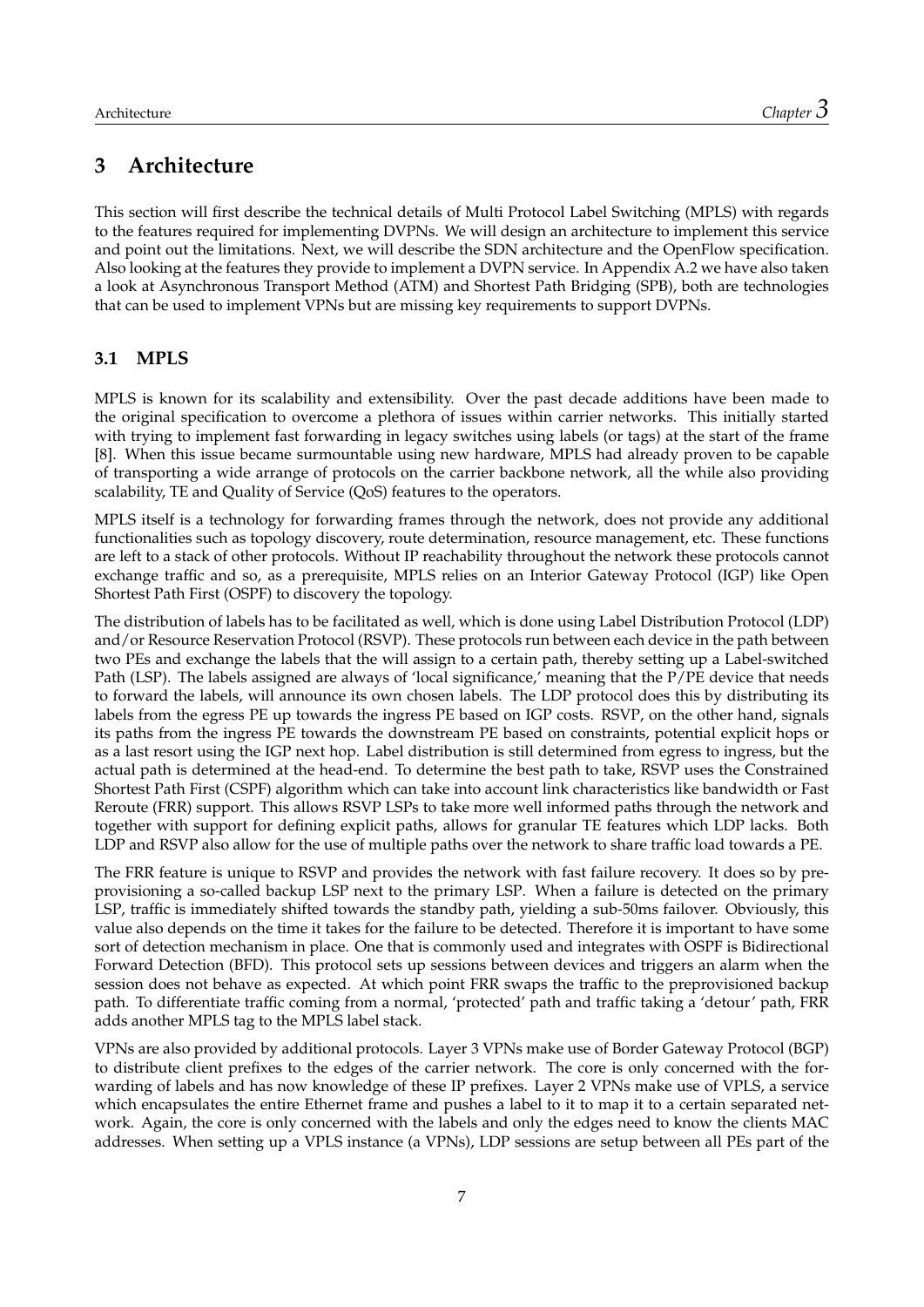# 3 Architecture

This section will first describe the technical details of Multi Protocol Label Switching (MPLS) with regards to the features required for implementing DVPNs. We will design an architecture to implement this service and point out the limitations. Next, we will describe the SDN architecture and the OpenFlow specification. Also looking at the features they provide to implement a DVPN service. In Appendix A.2 we have also taken a look at Asynchronous Transport Method (ATM) and Shortest Path Bridging (SPB), both are technologies that can be used to implement VPNs but are missing key requirements to support DVPNs.

## 3.1 MPLS

MPLS is known for its scalability and extensibility. Over the past decade additions have been made to the original specification to overcome a plethora of issues within carrier networks. This initially started with trying to implement fast forwarding in legacy switches using labels (or tags) at the start of the frame [8]. When this issue became surmountable using new hardware, MPLS had already proven to be capable of transporting a wide arrange of protocols on the carrier backbone network, all the while also providing scalability, TE and Quality of Service (QoS) features to the operators.

MPLS itself is a technology for forwarding frames through the network, does not provide any additional functionalities such as topology discovery, route determination, resource management, etc. These functions are left to a stack of other protocols. Without IP reachability throughout the network these protocols cannot exchange traffic and so, as a prerequisite, MPLS relies on an Interior Gateway Protocol (IGP) like Open Shortest Path First (OSPF) to discovery the topology.

The distribution of labels has to be facilitated as well, which is done using Label Distribution Protocol (LDP) and/or Resource Reservation Protocol (RSVP). These protocols run between each device in the path between two PEs and exchange the labels that the will assign to a certain path, thereby setting up a Label-switched Path (LSP). The labels assigned are always of 'local significance,' meaning that the P/PE device that needs to forward the labels, will announce its own chosen labels. The LDP protocol does this by distributing its labels from the egress PE up towards the ingress PE based on IGP costs. RSVP, on the other hand, signals its paths from the ingress PE towards the downstream PE based on constraints, potential explicit hops or as a last resort using the IGP next hop. Label distribution is still determined from egress to ingress, but the actual path is determined at the head-end. To determine the best path to take, RSVP uses the Constrained Shortest Path First (CSPF) algorithm which can take into account link characteristics like bandwidth or Fast Reroute (FRR) support. This allows RSVP LSPs to take more well informed paths through the network and together with support for defining explicit paths, allows for granular TE features which LDP lacks. Both LDP and RSVP also allow for the use of multiple paths over the network to share traffic load towards a PE.

The FRR feature is unique to RSVP and provides the network with fast failure recovery. It does so by pre-provisioning a so-called backup LSP next to the primary LSP. When a failure is detected on the primary LSP, traffic is immediately shifted towards the standby path, yielding a sub-50ms failover. Obviously, this value also depends on the time it takes for the failure to be detected. Therefore it is important to have some sort of detection mechanism in place. One that is commonly used and integrates with OSPF is Bidirectional Forward Detection (BFD). This protocol sets up sessions between devices and triggers an alarm when the session does not behave as expected. At which point FRR swaps the traffic to the preprovisioned backup path. To differentiate traffic coming from a normal, 'protected' path and traffic taking a 'detour' path, FRR adds another MPLS tag to the MPLS label stack.

VPNs are also provided by additional protocols. Layer 3 VPNs make use of Border Gateway Protocol (BGP) to distribute client prefixes to the edges of the carrier network. The core is only concerned with the forwarding of labels and has now knowledge of these IP prefixes. Layer 2 VPNs make use of VPLS, a service which encapsulates the entire Ethernet frame and pushes a label to it to map it to a certain separated network. Again, the core is only concerned with the labels and only the edges need to know the clients MAC addresses. When setting up a VPLS instance (a VPNs), LDP sessions are setup between all PEs part of the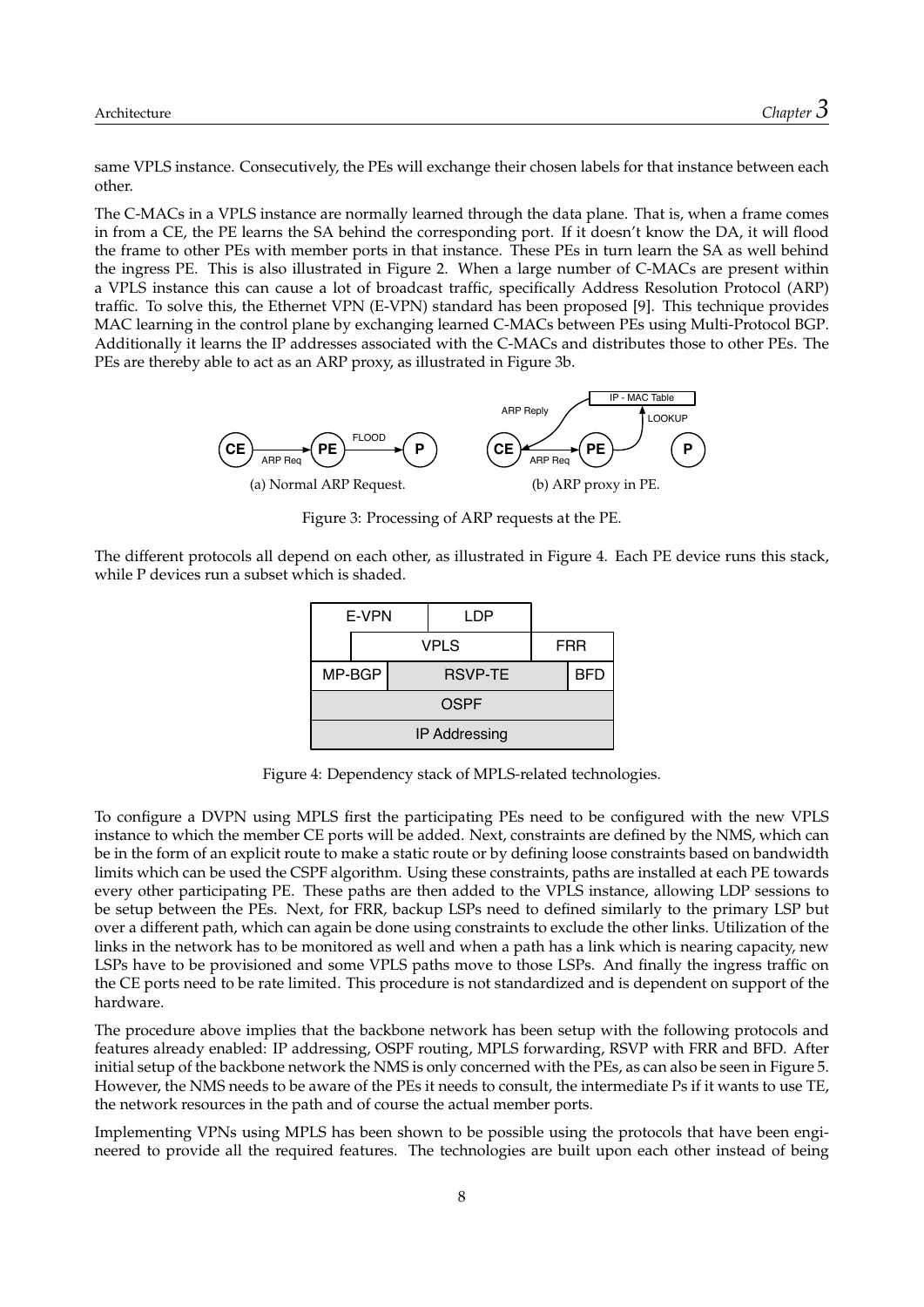same VPLS instance. Consecutively, the PEs will exchange their chosen labels for that instance between each other.

The C-MACs in a VPLS instance are normally learned through the data plane. That is, when a frame comes in from a CE, the PE learns the SA behind the corresponding port. If it doesn't know the DA, it will flood the frame to other PEs with member ports in that instance. These PEs in turn learn the SA as well behind the ingress PE. This is also illustrated in Figure 2. When a large number of C-MACs are present within a VPLS instance this can cause a lot of broadcast traffic, specifically Address Resolution Protocol (ARP) traffic. To solve this, the Ethernet VPN (E-VPN) standard has been proposed [9]. This technique provides MAC learning in the control plane by exchanging learned C-MACs between PEs using Multi-Protocol BGP. Additionally it learns the IP addresses associated with the C-MACs and distributes those to other PEs. The PEs are thereby able to act as an ARP proxy, as illustrated in Figure 3b.

(a) Normal ARP Request.

(b) ARP proxy in PE.

Figure 3: Processing of ARP requests at the PE.

The different protocols all depend on each other, as illustrated in Figure 4. Each PE device runs this stack, while P devices run a subset which is shaded.

Figure 4: Dependency stack of MPLS-related technologies.

To configure a DVPN using MPLS first the participating PEs need to be configured with the new VPLS instance to which the member CE ports will be added. Next, constraints are defined by the NMS, which can be in the form of an explicit route to make a static route or by defining loose constraints based on bandwidth limits which can be used the CSPF algorithm. Using these constraints, paths are installed at each PE towards every other participating PE. These paths are then added to the VPLS instance, allowing LDP sessions to be setup between the PEs. Next, for FRR, backup LSPs need to defined similarly to the primary LSP but over a different path, which can again be done using constraints to exclude the other links. Utilization of the links in the network has to be monitored as well and when a path has a link which is nearing capacity, new LSPs have to be provisioned and some VPLS paths move to those LSPs. And finally the ingress traffic on the CE ports need to be rate limited. This procedure is not standardized and is dependent on support of the hardware.

The procedure above implies that the backbone network has been setup with the following protocols and features already enabled: IP addressing, OSPF routing, MPLS forwarding, RSVP with FRR and BFD. After initial setup of the backbone network the NMS is only concerned with the PEs, as can also be seen in Figure 5. However, the NMS needs to be aware of the PEs it needs to consult, the intermediate Ps if it wants to use TE, the network resources in the path and of course the actual member ports.

Implementing VPNs using MPLS has been shown to be possible using the protocols that have been engineered to provide all the required features. The technologies are built upon each other instead of being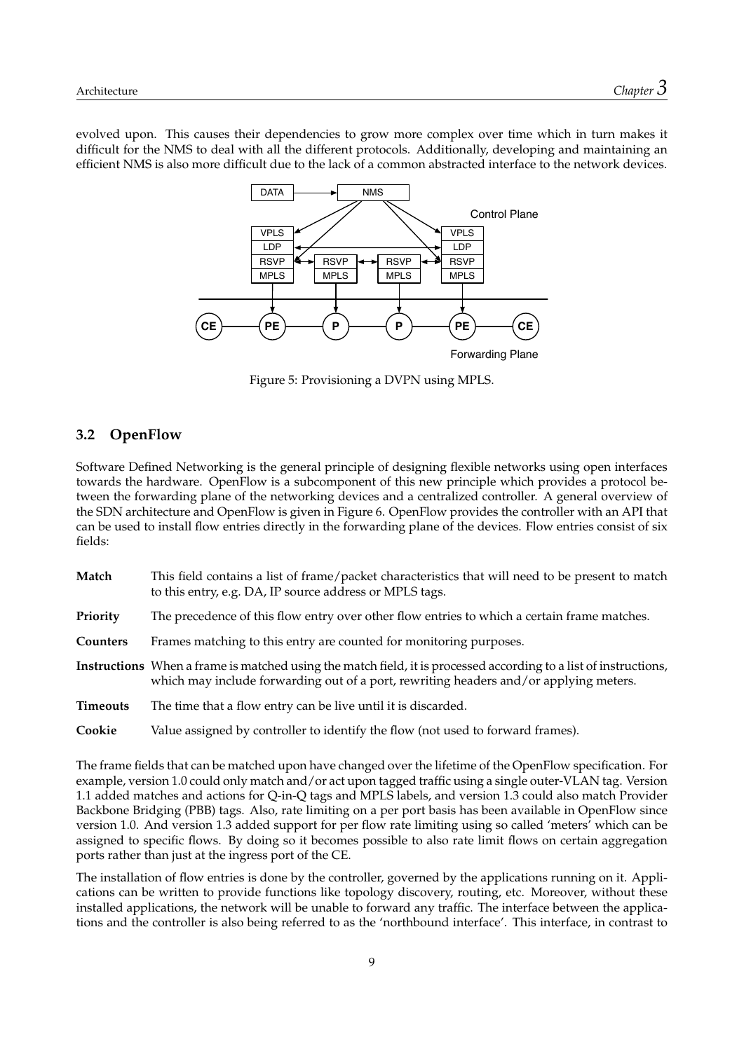evolved upon. This causes their dependencies to grow more complex over time which in turn makes it difficult for the NMS to deal with all the different protocols. Additionally, developing and maintaining an efficient NMS is also more difficult due to the lack of a common abstracted interface to the network devices.

Figure 5: Provisioning a DVPN using MPLS.

## 3.2 OpenFlow

Software Defined Networking is the general principle of designing flexible networks using open interfaces towards the hardware. OpenFlow is a subcomponent of this new principle which provides a protocol between the forwarding plane of the networking devices and a centralized controller. A general overview of the SDN architecture and OpenFlow is given in Figure 6. OpenFlow provides the controller with an API that can be used to install flow entries directly in the forwarding plane of the devices. Flow entries consist of six fields:

**Match** This field contains a list of frame/packet characteristics that will need to be present to match to this entry, e.g. DA, IP source address or MPLS tags.

**Priority** The precedence of this flow entry over other flow entries to which a certain frame matches.

**Counters** Frames matching to this entry are counted for monitoring purposes.

**Instructions** When a frame is matched using the match field, it is processed according to a list of instructions, which may include forwarding out of a port, rewriting headers and/or applying meters.

**Timeouts** The time that a flow entry can be live until it is discarded.

**Cookie** Value assigned by controller to identify the flow (not used to forward frames).

The frame fields that can be matched upon have changed over the lifetime of the OpenFlow specification. For example, version 1.0 could only match and/or act upon tagged traffic using a single outer-VLAN tag. Version 1.1 added matches and actions for Q-in-Q tags and MPLS labels, and version 1.3 could also match Provider Backbone Bridging (PBB) tags. Also, rate limiting on a per port basis has been available in OpenFlow since version 1.0. And version 1.3 added support for per flow rate limiting using so called 'meters' which can be assigned to specific flows. By doing so it becomes possible to also rate limit flows on certain aggregation ports rather than just at the ingress port of the CE.

The installation of flow entries is done by the controller, governed by the applications running on it. Applications can be written to provide functions like topology discovery, routing, etc. Moreover, without these installed applications, the network will be unable to forward any traffic. The interface between the applications and the controller is also being referred to as the 'northbound interface'. This interface, in contrast to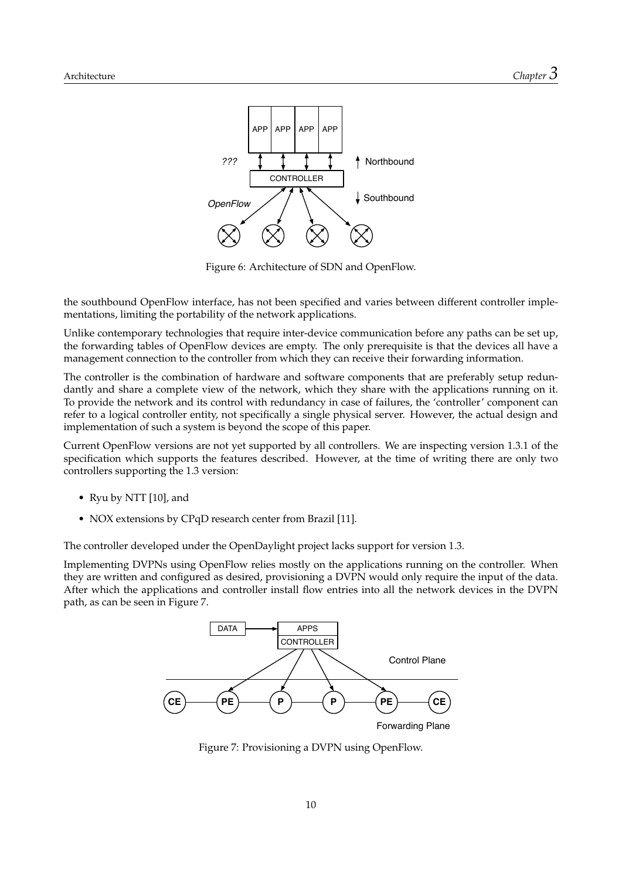Figure 6: Architecture of SDN and OpenFlow.

the southbound OpenFlow interface, has not been specified and varies between different controller implementations, limiting the portability of the network applications.

Unlike contemporary technologies that require inter-device communication before any paths can be set up, the forwarding tables of OpenFlow devices are empty. The only prerequisite is that the devices all have a management connection to the controller from which they can receive their forwarding information.

The controller is the combination of hardware and software components that are preferably setup redundantly and share a complete view of the network, which they share with the applications running on it. To provide the network and its control with redundancy in case of failures, the 'controller' component can refer to a logical controller entity, not specifically a single physical server. However, the actual design and implementation of such a system is beyond the scope of this paper.

Current OpenFlow versions are not yet supported by all controllers. We are inspecting version 1.3.1 of the specification which supports the features described. However, at the time of writing there are only two controllers supporting the 1.3 version:

- Ryu by NTT [10], and
- NOX extensions by CPqD research center from Brazil [11].

The controller developed under the OpenDaylight project lacks support for version 1.3.

Implementing DVPNs using OpenFlow relies mostly on the applications running on the controller. When they are written and configured as desired, provisioning a DVPN would only require the input of the data. After which the applications and controller install flow entries into all the network devices in the DVPN path, as can be seen in Figure 7.

Figure 7: Provisioning a DVPN using OpenFlow.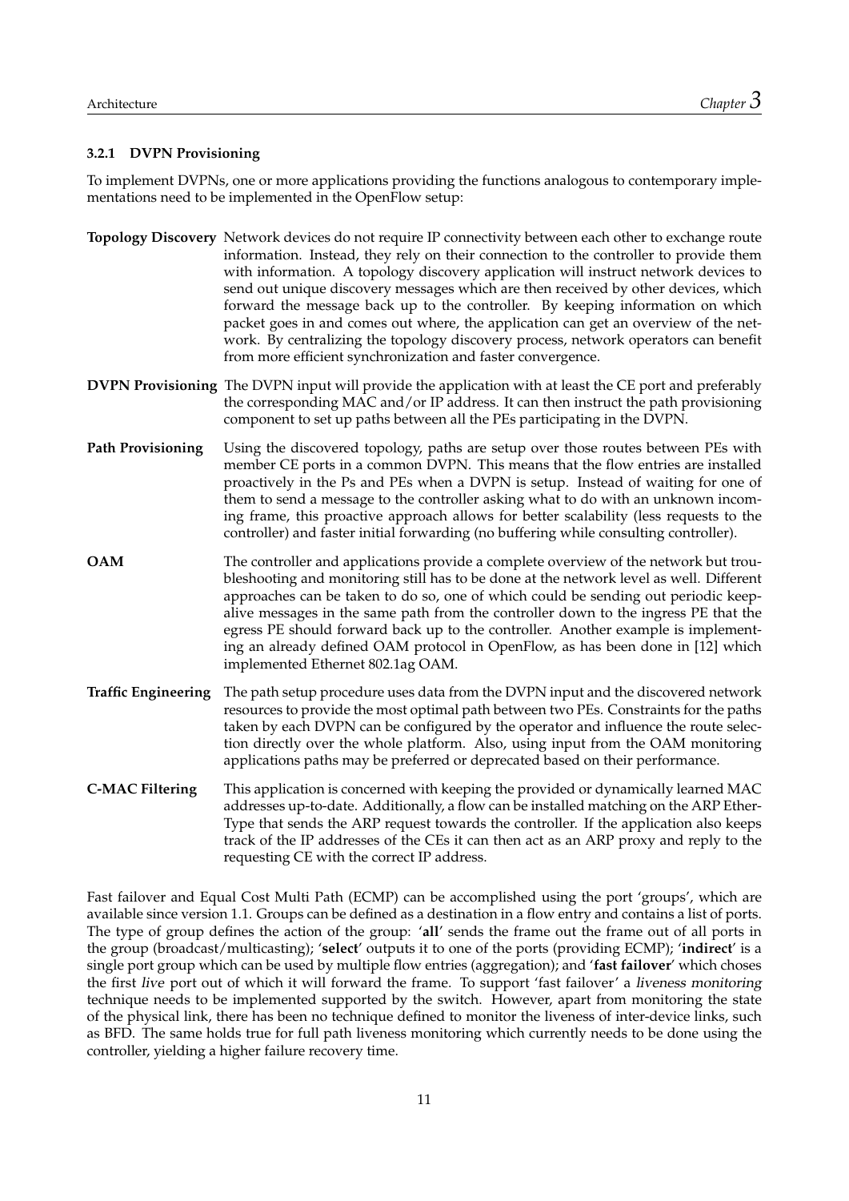### 3.2.1 DVPN Provisioning

To implement DVPNs, one or more applications providing the functions analogous to contemporary implementations need to be implemented in the OpenFlow setup:

**Topology Discovery** Network devices do not require IP connectivity between each other to exchange route information. Instead, they rely on their connection to the controller to provide them with information. A topology discovery application will instruct network devices to send out unique discovery messages which are then received by other devices, which forward the message back up to the controller. By keeping information on which packet goes in and comes out where, the application can get an overview of the network. By centralizing the topology discovery process, network operators can benefit from more efficient synchronization and faster convergence.

**DVPN Provisioning** The DVPN input will provide the application with at least the CE port and preferably the corresponding MAC and/or IP address. It can then instruct the path provisioning component to set up paths between all the PEs participating in the DVPN.

**Path Provisioning** Using the discovered topology, paths are setup over those routes between PEs with member CE ports in a common DVPN. This means that the flow entries are installed proactively in the Ps and PEs when a DVPN is setup. Instead of waiting for one of them to send a message to the controller asking what to do with an unknown incoming frame, this proactive approach allows for better scalability (less requests to the controller) and faster initial forwarding (no buffering while consulting controller).

**OAM** The controller and applications provide a complete overview of the network but troubleshooting and monitoring still has to be done at the network level as well. Different approaches can be taken to do so, one of which could be sending out periodic keep-alive messages in the same path from the controller down to the ingress PE that the egress PE should forward back up to the controller. Another example is implementing an already defined OAM protocol in OpenFlow, as has been done in [12] which implemented Ethernet 802.1ag OAM.

**Traffic Engineering** The path setup procedure uses data from the DVPN input and the discovered network resources to provide the most optimal path between two PEs. Constraints for the paths taken by each DVPN can be configured by the operator and influence the route selection directly over the whole platform. Also, using input from the OAM monitoring applications paths may be preferred or deprecated based on their performance.

**C-MAC Filtering** This application is concerned with keeping the provided or dynamically learned MAC addresses up-to-date. Additionally, a flow can be installed matching on the ARP EtherType that sends the ARP request towards the controller. If the application also keeps track of the IP addresses of the CEs it can then act as an ARP proxy and reply to the requesting CE with the correct IP address.

Fast failover and Equal Cost Multi Path (ECMP) can be accomplished using the port 'groups', which are available since version 1.1. Groups can be defined as a destination in a flow entry and contains a list of ports. The type of group defines the action of the group: '**all**' sends the frame out the frame out of all ports in the group (broadcast/multicasting); '**select**' outputs it to one of the ports (providing ECMP); '**indirect**' is a single port group which can be used by multiple flow entries (aggregation); and '**fast failover**' which choses the first *live* port out of which it will forward the frame. To support 'fast failover' a *liveness monitoring* technique needs to be implemented supported by the switch. However, apart from monitoring the state of the physical link, there has been no technique defined to monitor the liveness of inter-device links, such as BFD. The same holds true for full path liveness monitoring which currently needs to be done using the controller, yielding a higher failure recovery time.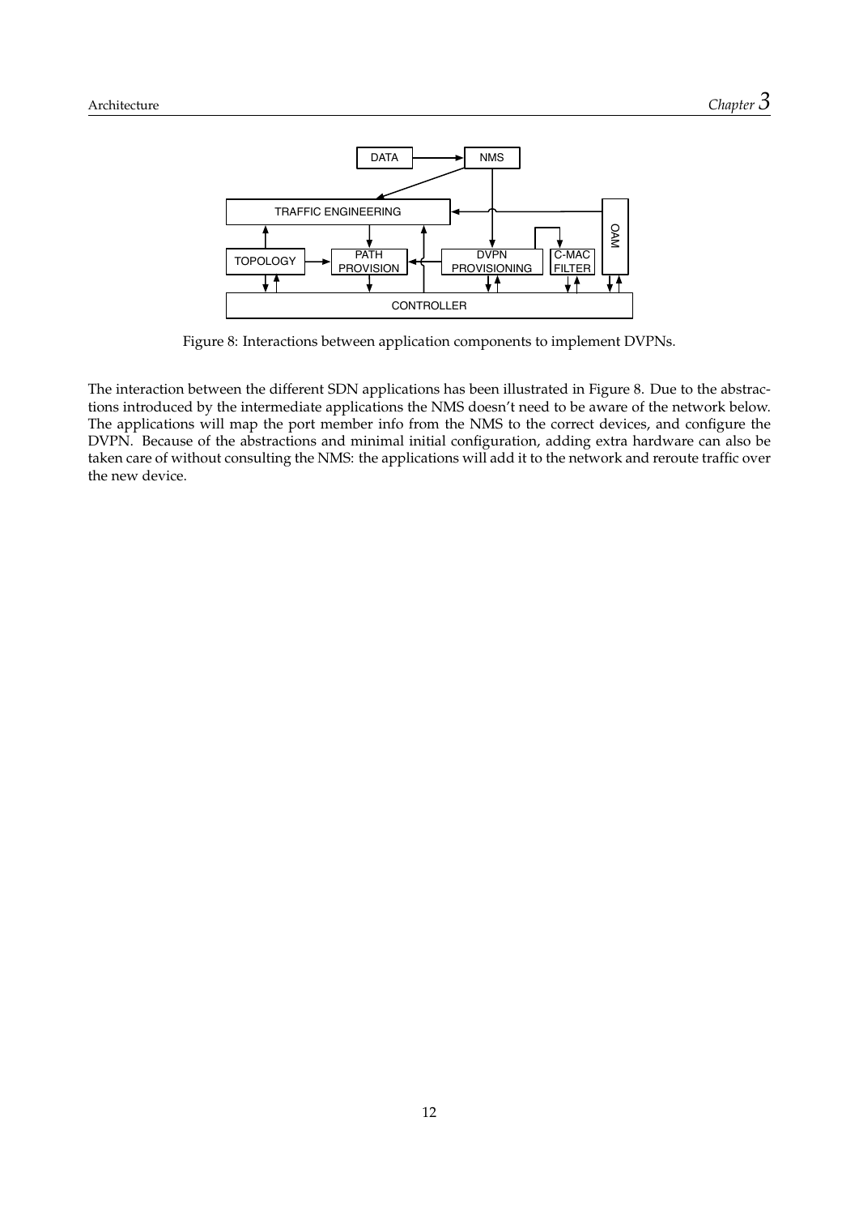Figure 8: Interactions between application components to implement DVPNs.

The interaction between the different SDN applications has been illustrated in Figure 8. Due to the abstractions introduced by the intermediate applications the NMS doesn't need to be aware of the network below. The applications will map the port member info from the NMS to the correct devices, and configure the DVPN. Because of the abstractions and minimal initial configuration, adding extra hardware can also be taken care of without consulting the NMS: the applications will add it to the network and reroute traffic over the new device.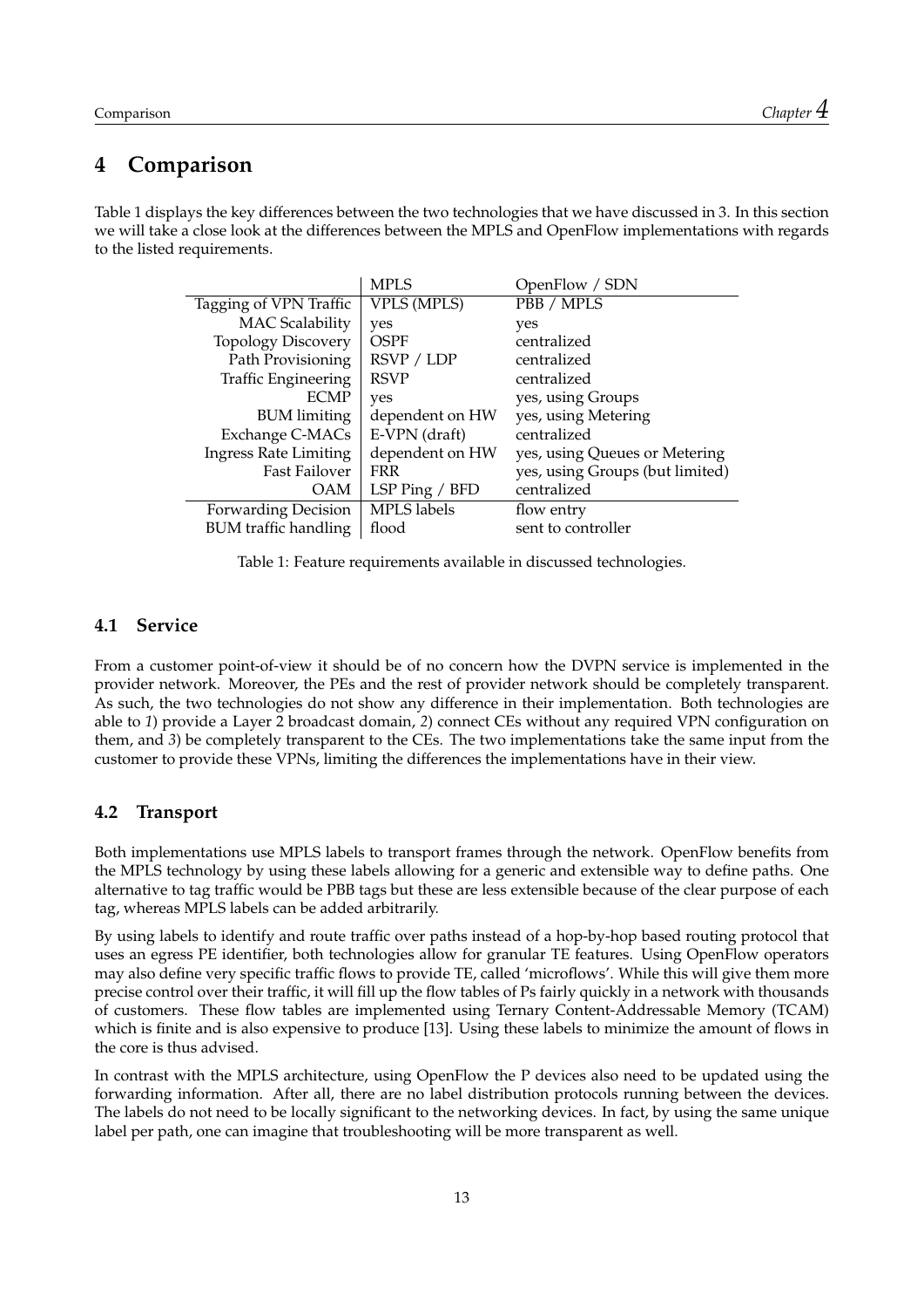# 4 Comparison

Table 1 displays the key differences between the two technologies that we have discussed in 3. In this section we will take a close look at the differences between the MPLS and OpenFlow implementations with regards to the listed requirements.

| | MPLS | OpenFlow / SDN |
|---|---|---|
| Tagging of VPN Traffic | VPLS (MPLS) | PBB / MPLS |
| MAC Scalability | yes | yes |
| Topology Discovery | OSPF | centralized |
| Path Provisioning | RSVP / LDP | centralized |
| Traffic Engineering | RSVP | centralized |
| ECMP | yes | yes, using Groups |
| BUM limiting | dependent on HW | yes, using Metering |
| Exchange C-MACs | E-VPN (draft) | centralized |
| Ingress Rate Limiting | dependent on HW | yes, using Queues or Metering |
| Fast Failover | FRR | yes, using Groups (but limited) |
| OAM | LSP Ping / BFD | centralized |
| Forwarding Decision | MPLS labels | flow entry |
| BUM traffic handling | flood | sent to controller |

Table 1: Feature requirements available in discussed technologies.

## 4.1 Service

From a customer point-of-view it should be of no concern how the DVPN service is implemented in the provider network. Moreover, the PEs and the rest of provider network should be completely transparent. As such, the two technologies do not show any difference in their implementation. Both technologies are able to *1*) provide a Layer 2 broadcast domain, *2*) connect CEs without any required VPN configuration on them, and *3*) be completely transparent to the CEs. The two implementations take the same input from the customer to provide these VPNs, limiting the differences the implementations have in their view.

## 4.2 Transport

Both implementations use MPLS labels to transport frames through the network. OpenFlow benefits from the MPLS technology by using these labels allowing for a generic and extensible way to define paths. One alternative to tag traffic would be PBB tags but these are less extensible because of the clear purpose of each tag, whereas MPLS labels can be added arbitrarily.

By using labels to identify and route traffic over paths instead of a hop-by-hop based routing protocol that uses an egress PE identifier, both technologies allow for granular TE features. Using OpenFlow operators may also define very specific traffic flows to provide TE, called 'microflows'. While this will give them more precise control over their traffic, it will fill up the flow tables of Ps fairly quickly in a network with thousands of customers. These flow tables are implemented using Ternary Content-Addressable Memory (TCAM) which is finite and is also expensive to produce [13]. Using these labels to minimize the amount of flows in the core is thus advised.

In contrast with the MPLS architecture, using OpenFlow the P devices also need to be updated using the forwarding information. After all, there are no label distribution protocols running between the devices. The labels do not need to be locally significant to the networking devices. In fact, by using the same unique label per path, one can imagine that troubleshooting will be more transparent as well.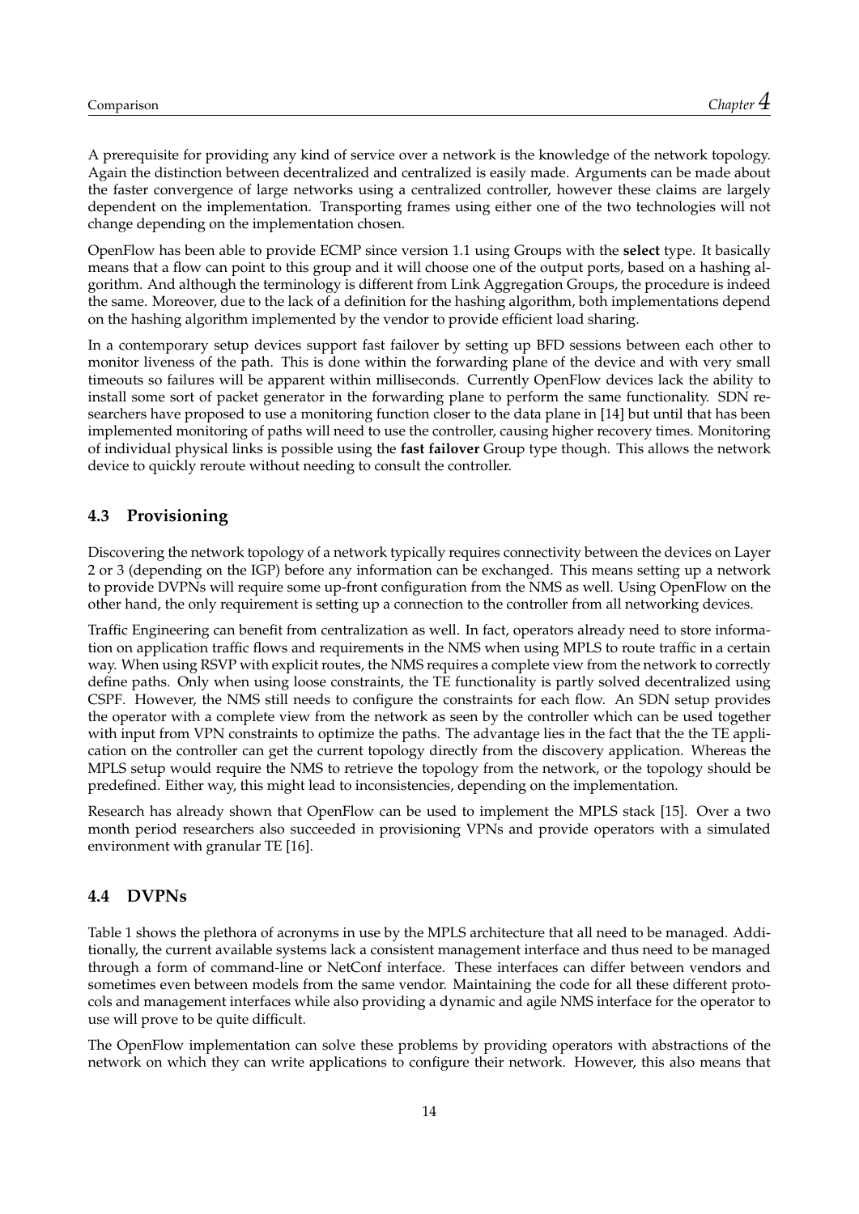A prerequisite for providing any kind of service over a network is the knowledge of the network topology. Again the distinction between decentralized and centralized is easily made. Arguments can be made about the faster convergence of large networks using a centralized controller, however these claims are largely dependent on the implementation. Transporting frames using either one of the two technologies will not change depending on the implementation chosen.

OpenFlow has been able to provide ECMP since version 1.1 using Groups with the **select** type. It basically means that a flow can point to this group and it will choose one of the output ports, based on a hashing algorithm. And although the terminology is different from Link Aggregation Groups, the procedure is indeed the same. Moreover, due to the lack of a definition for the hashing algorithm, both implementations depend on the hashing algorithm implemented by the vendor to provide efficient load sharing.

In a contemporary setup devices support fast failover by setting up BFD sessions between each other to monitor liveness of the path. This is done within the forwarding plane of the device and with very small timeouts so failures will be apparent within milliseconds. Currently OpenFlow devices lack the ability to install some sort of packet generator in the forwarding plane to perform the same functionality. SDN researchers have proposed to use a monitoring function closer to the data plane in [14] but until that has been implemented monitoring of paths will need to use the controller, causing higher recovery times. Monitoring of individual physical links is possible using the **fast failover** Group type though. This allows the network device to quickly reroute without needing to consult the controller.

## 4.3 Provisioning

Discovering the network topology of a network typically requires connectivity between the devices on Layer 2 or 3 (depending on the IGP) before any information can be exchanged. This means setting up a network to provide DVPNs will require some up-front configuration from the NMS as well. Using OpenFlow on the other hand, the only requirement is setting up a connection to the controller from all networking devices.

Traffic Engineering can benefit from centralization as well. In fact, operators already need to store information on application traffic flows and requirements in the NMS when using MPLS to route traffic in a certain way. When using RSVP with explicit routes, the NMS requires a complete view from the network to correctly define paths. Only when using loose constraints, the TE functionality is partly solved decentralized using CSPF. However, the NMS still needs to configure the constraints for each flow. An SDN setup provides the operator with a complete view from the network as seen by the controller which can be used together with input from VPN constraints to optimize the paths. The advantage lies in the fact that the the TE application on the controller can get the current topology directly from the discovery application. Whereas the MPLS setup would require the NMS to retrieve the topology from the network, or the topology should be predefined. Either way, this might lead to inconsistencies, depending on the implementation.

Research has already shown that OpenFlow can be used to implement the MPLS stack [15]. Over a two month period researchers also succeeded in provisioning VPNs and provide operators with a simulated environment with granular TE [16].

## 4.4 DVPNs

Table 1 shows the plethora of acronyms in use by the MPLS architecture that all need to be managed. Additionally, the current available systems lack a consistent management interface and thus need to be managed through a form of command-line or NetConf interface. These interfaces can differ between vendors and sometimes even between models from the same vendor. Maintaining the code for all these different protocols and management interfaces while also providing a dynamic and agile NMS interface for the operator to use will prove to be quite difficult.

The OpenFlow implementation can solve these problems by providing operators with abstractions of the network on which they can write applications to configure their network. However, this also means that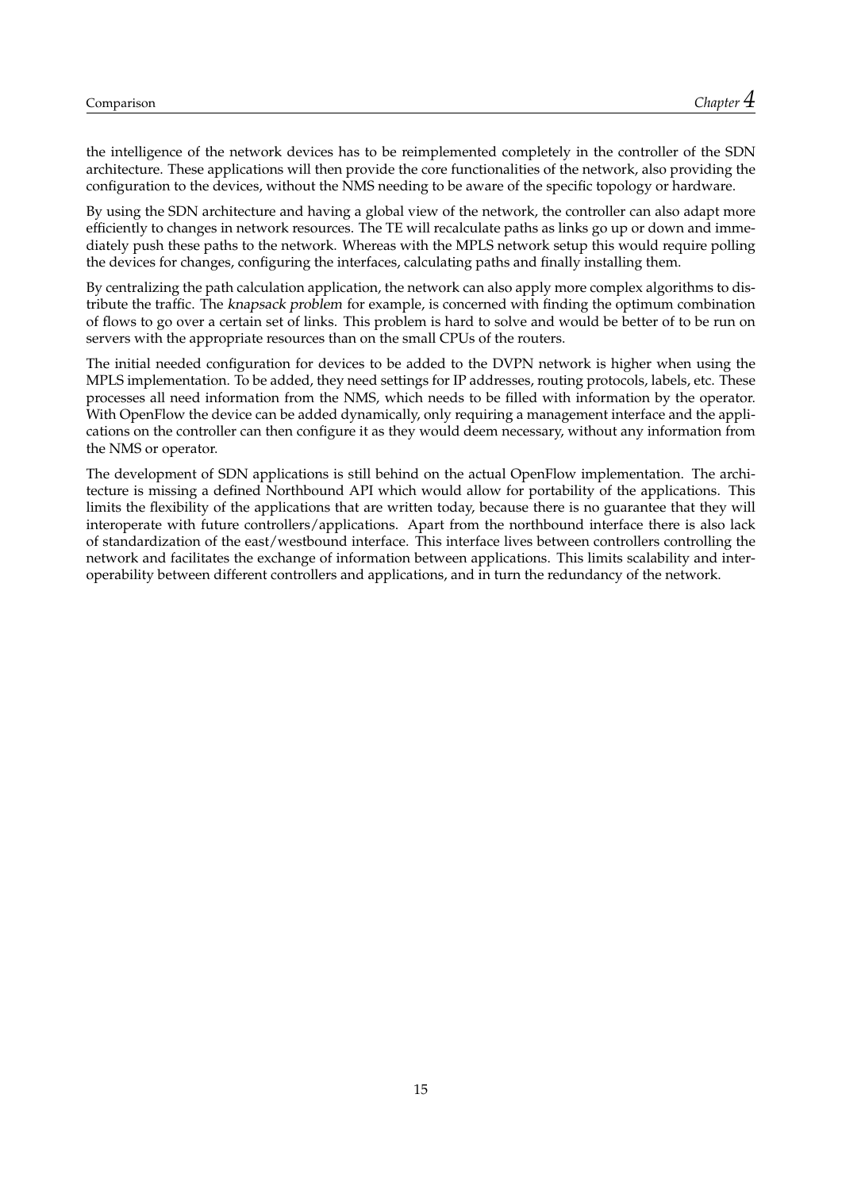the intelligence of the network devices has to be reimplemented completely in the controller of the SDN architecture. These applications will then provide the core functionalities of the network, also providing the configuration to the devices, without the NMS needing to be aware of the specific topology or hardware.

By using the SDN architecture and having a global view of the network, the controller can also adapt more efficiently to changes in network resources. The TE will recalculate paths as links go up or down and immediately push these paths to the network. Whereas with the MPLS network setup this would require polling the devices for changes, configuring the interfaces, calculating paths and finally installing them.

By centralizing the path calculation application, the network can also apply more complex algorithms to distribute the traffic. The *knapsack problem* for example, is concerned with finding the optimum combination of flows to go over a certain set of links. This problem is hard to solve and would be better of to be run on servers with the appropriate resources than on the small CPUs of the routers.

The initial needed configuration for devices to be added to the DVPN network is higher when using the MPLS implementation. To be added, they need settings for IP addresses, routing protocols, labels, etc. These processes all need information from the NMS, which needs to be filled with information by the operator. With OpenFlow the device can be added dynamically, only requiring a management interface and the applications on the controller can then configure it as they would deem necessary, without any information from the NMS or operator.

The development of SDN applications is still behind on the actual OpenFlow implementation. The architecture is missing a defined Northbound API which would allow for portability of the applications. This limits the flexibility of the applications that are written today, because there is no guarantee that they will interoperate with future controllers/applications. Apart from the northbound interface there is also lack of standardization of the east/westbound interface. This interface lives between controllers controlling the network and facilitates the exchange of information between applications. This limits scalability and interoperability between different controllers and applications, and in turn the redundancy of the network.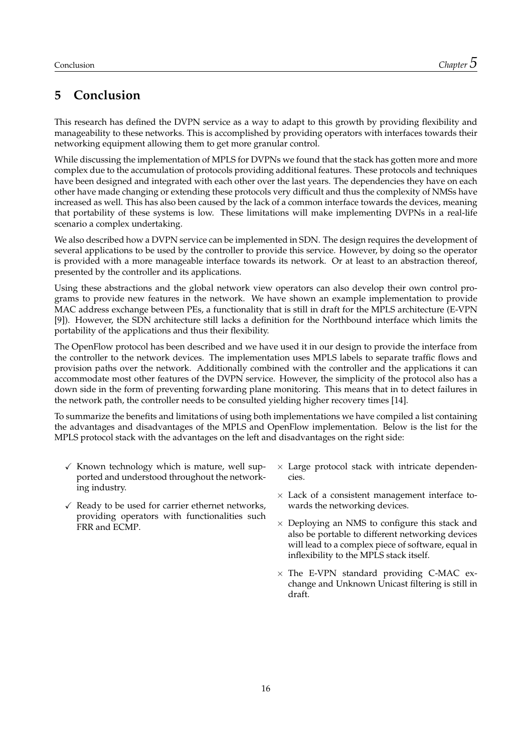# 5 Conclusion

This research has defined the DVPN service as a way to adapt to this growth by providing flexibility and manageability to these networks. This is accomplished by providing operators with interfaces towards their networking equipment allowing them to get more granular control.

While discussing the implementation of MPLS for DVPNs we found that the stack has gotten more and more complex due to the accumulation of protocols providing additional features. These protocols and techniques have been designed and integrated with each other over the last years. The dependencies they have on each other have made changing or extending these protocols very difficult and thus the complexity of NMSs have increased as well. This has also been caused by the lack of a common interface towards the devices, meaning that portability of these systems is low. These limitations will make implementing DVPNs in a real-life scenario a complex undertaking.

We also described how a DVPN service can be implemented in SDN. The design requires the development of several applications to be used by the controller to provide this service. However, by doing so the operator is provided with a more manageable interface towards its network. Or at least to an abstraction thereof, presented by the controller and its applications.

Using these abstractions and the global network view operators can also develop their own control programs to provide new features in the network. We have shown an example implementation to provide MAC address exchange between PEs, a functionality that is still in draft for the MPLS architecture (E-VPN [9]). However, the SDN architecture still lacks a definition for the Northbound interface which limits the portability of the applications and thus their flexibility.

The OpenFlow protocol has been described and we have used it in our design to provide the interface from the controller to the network devices. The implementation uses MPLS labels to separate traffic flows and provision paths over the network. Additionally combined with the controller and the applications it can accommodate most other features of the DVPN service. However, the simplicity of the protocol also has a down side in the form of preventing forwarding plane monitoring. This means that in to detect failures in the network path, the controller needs to be consulted yielding higher recovery times [14].

To summarize the benefits and limitations of using both implementations we have compiled a list containing the advantages and disadvantages of the MPLS and OpenFlow implementation. Below is the list for the MPLS protocol stack with the advantages on the left and disadvantages on the right side:

- ✓ Known technology which is mature, well supported and understood throughout the networking industry.
- ✓ Ready to be used for carrier ethernet networks, providing operators with functionalities such FRR and ECMP.

- × Large protocol stack with intricate dependencies.
- × Lack of a consistent management interface towards the networking devices.
- × Deploying an NMS to configure this stack and also be portable to different networking devices will lead to a complex piece of software, equal in inflexibility to the MPLS stack itself.
- × The E-VPN standard providing C-MAC exchange and Unknown Unicast filtering is still in draft.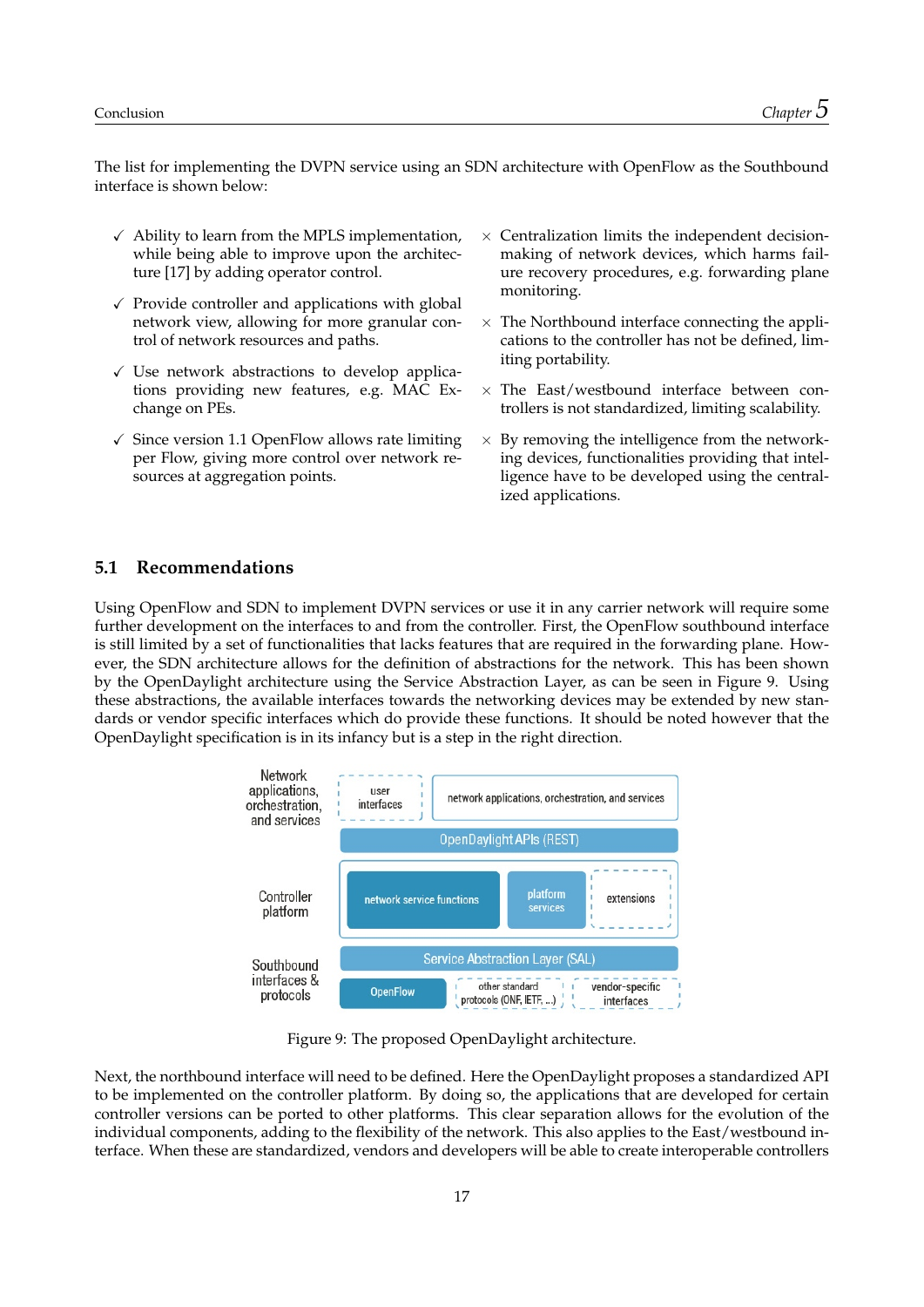The list for implementing the DVPN service using an SDN architecture with OpenFlow as the Southbound interface is shown below:

- ✓ Ability to learn from the MPLS implementation, while being able to improve upon the architecture [17] by adding operator control.
- ✓ Provide controller and applications with global network view, allowing for more granular control of network resources and paths.
- ✓ Use network abstractions to develop applications providing new features, e.g. MAC Exchange on PEs.
- ✓ Since version 1.1 OpenFlow allows rate limiting per Flow, giving more control over network resources at aggregation points.

- × Centralization limits the independent decision-making of network devices, which harms failure recovery procedures, e.g. forwarding plane monitoring.
- × The Northbound interface connecting the applications to the controller has not be defined, limiting portability.
- × The East/westbound interface between controllers is not standardized, limiting scalability.
- × By removing the intelligence from the networking devices, functionalities providing that intelligence have to be developed using the centralized applications.

## 5.1 Recommendations

Using OpenFlow and SDN to implement DVPN services or use it in any carrier network will require some further development on the interfaces to and from the controller. First, the OpenFlow southbound interface is still limited by a set of functionalities that lacks features that are required in the forwarding plane. However, the SDN architecture allows for the definition of abstractions for the network. This has been shown by the OpenDaylight architecture using the Service Abstraction Layer, as can be seen in Figure 9. Using these abstractions, the available interfaces towards the networking devices may be extended by new standards or vendor specific interfaces which do provide these functions. It should be noted however that the OpenDaylight specification is in its infancy but is a step in the right direction.

Network applications, orchestration, and services | user interfaces | network applications, orchestration, and services
OpenDaylight APIs (REST)
Controller platform | network service functions | platform services | extensions
Service Abstraction Layer (SAL)
Southbound interfaces & protocols | OpenFlow | other standard protocols (ONF, IETF, ...) | vendor-specific interfaces

Figure 9: The proposed OpenDaylight architecture.

Next, the northbound interface will need to be defined. Here the OpenDaylight proposes a standardized API to be implemented on the controller platform. By doing so, the applications that are developed for certain controller versions can be ported to other platforms. This clear separation allows for the evolution of the individual components, adding to the flexibility of the network. This also applies to the East/westbound interface. When these are standardized, vendors and developers will be able to create interoperable controllers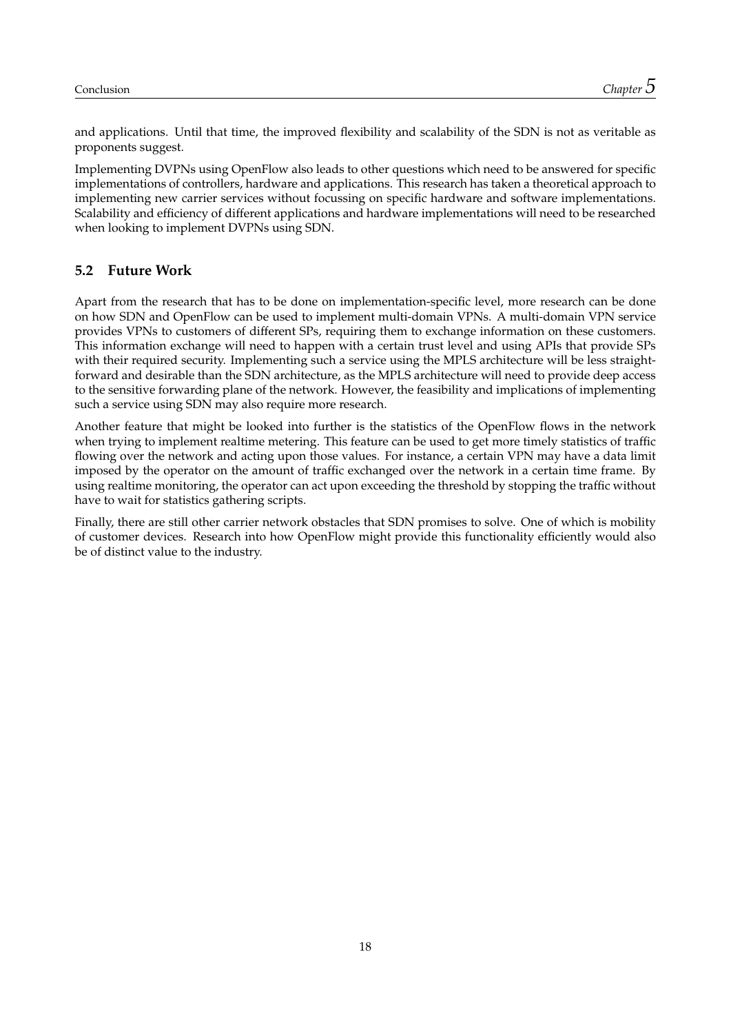and applications. Until that time, the improved flexibility and scalability of the SDN is not as veritable as proponents suggest.

Implementing DVPNs using OpenFlow also leads to other questions which need to be answered for specific implementations of controllers, hardware and applications. This research has taken a theoretical approach to implementing new carrier services without focussing on specific hardware and software implementations. Scalability and efficiency of different applications and hardware implementations will need to be researched when looking to implement DVPNs using SDN.

## 5.2 Future Work

Apart from the research that has to be done on implementation-specific level, more research can be done on how SDN and OpenFlow can be used to implement multi-domain VPNs. A multi-domain VPN service provides VPNs to customers of different SPs, requiring them to exchange information on these customers. This information exchange will need to happen with a certain trust level and using APIs that provide SPs with their required security. Implementing such a service using the MPLS architecture will be less straight-forward and desirable than the SDN architecture, as the MPLS architecture will need to provide deep access to the sensitive forwarding plane of the network. However, the feasibility and implications of implementing such a service using SDN may also require more research.

Another feature that might be looked into further is the statistics of the OpenFlow flows in the network when trying to implement realtime metering. This feature can be used to get more timely statistics of traffic flowing over the network and acting upon those values. For instance, a certain VPN may have a data limit imposed by the operator on the amount of traffic exchanged over the network in a certain time frame. By using realtime monitoring, the operator can act upon exceeding the threshold by stopping the traffic without have to wait for statistics gathering scripts.

Finally, there are still other carrier network obstacles that SDN promises to solve. One of which is mobility of customer devices. Research into how OpenFlow might provide this functionality efficiently would also be of distinct value to the industry.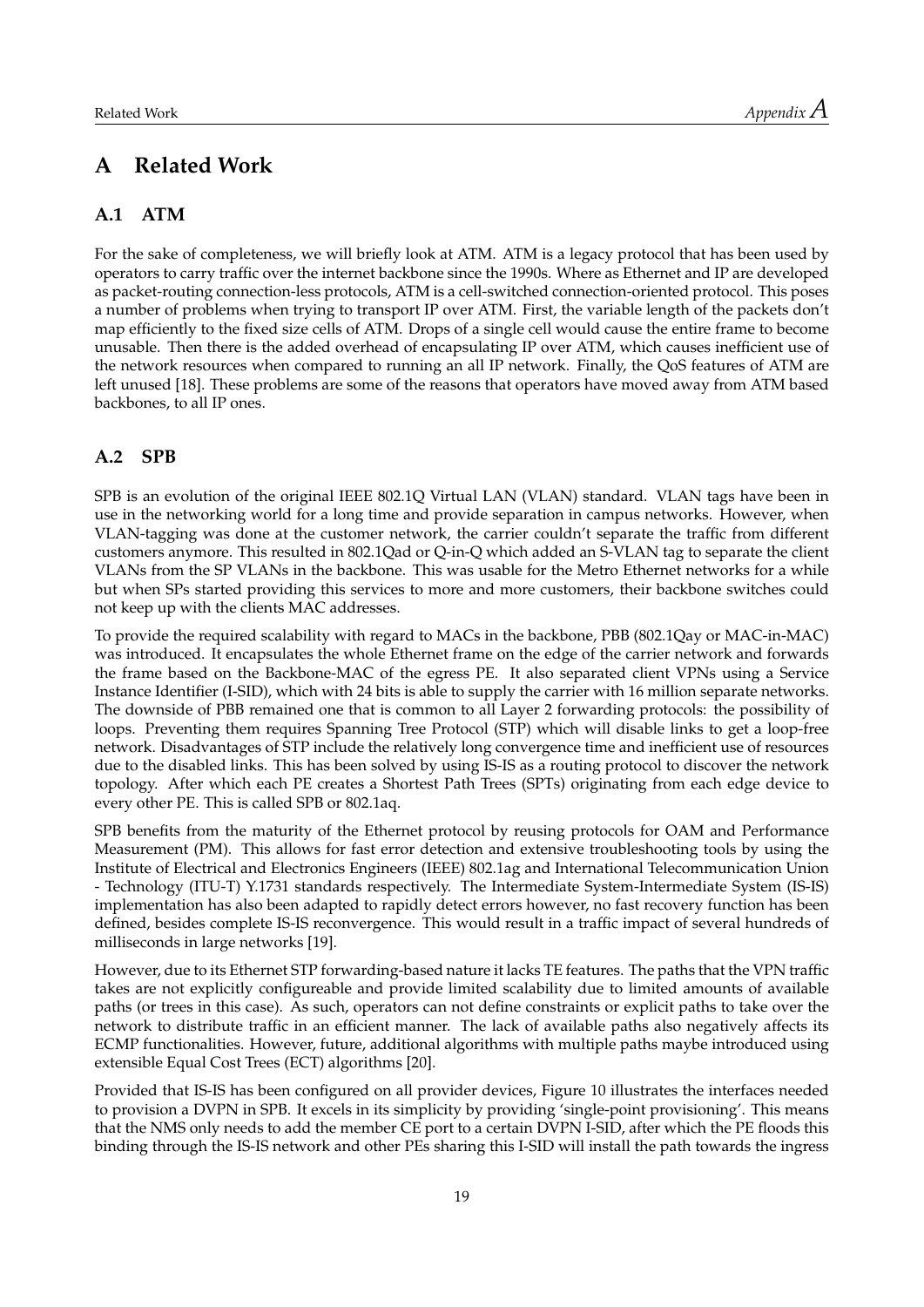# A Related Work

## A.1 ATM

For the sake of completeness, we will briefly look at ATM. ATM is a legacy protocol that has been used by operators to carry traffic over the internet backbone since the 1990s. Where as Ethernet and IP are developed as packet-routing connection-less protocols, ATM is a cell-switched connection-oriented protocol. This poses a number of problems when trying to transport IP over ATM. First, the variable length of the packets don't map efficiently to the fixed size cells of ATM. Drops of a single cell would cause the entire frame to become unusable. Then there is the added overhead of encapsulating IP over ATM, which causes inefficient use of the network resources when compared to running an all IP network. Finally, the QoS features of ATM are left unused [18]. These problems are some of the reasons that operators have moved away from ATM based backbones, to all IP ones.

## A.2 SPB

SPB is an evolution of the original IEEE 802.1Q Virtual LAN (VLAN) standard. VLAN tags have been in use in the networking world for a long time and provide separation in campus networks. However, when VLAN-tagging was done at the customer network, the carrier couldn't separate the traffic from different customers anymore. This resulted in 802.1Qad or Q-in-Q which added an S-VLAN tag to separate the client VLANs from the SP VLANs in the backbone. This was usable for the Metro Ethernet networks for a while but when SPs started providing this services to more and more customers, their backbone switches could not keep up with the clients MAC addresses.

To provide the required scalability with regard to MACs in the backbone, PBB (802.1Qay or MAC-in-MAC) was introduced. It encapsulates the whole Ethernet frame on the edge of the carrier network and forwards the frame based on the Backbone-MAC of the egress PE. It also separated client VPNs using a Service Instance Identifier (I-SID), which with 24 bits is able to supply the carrier with 16 million separate networks. The downside of PBB remained one that is common to all Layer 2 forwarding protocols: the possibility of loops. Preventing them requires Spanning Tree Protocol (STP) which will disable links to get a loop-free network. Disadvantages of STP include the relatively long convergence time and inefficient use of resources due to the disabled links. This has been solved by using IS-IS as a routing protocol to discover the network topology. After which each PE creates a Shortest Path Trees (SPTs) originating from each edge device to every other PE. This is called SPB or 802.1aq.

SPB benefits from the maturity of the Ethernet protocol by reusing protocols for OAM and Performance Measurement (PM). This allows for fast error detection and extensive troubleshooting tools by using the Institute of Electrical and Electronics Engineers (IEEE) 802.1ag and International Telecommunication Union - Technology (ITU-T) Y.1731 standards respectively. The Intermediate System-Intermediate System (IS-IS) implementation has also been adapted to rapidly detect errors however, no fast recovery function has been defined, besides complete IS-IS reconvergence. This would result in a traffic impact of several hundreds of milliseconds in large networks [19].

However, due to its Ethernet STP forwarding-based nature it lacks TE features. The paths that the VPN traffic takes are not explicitly configureable and provide limited scalability due to limited amounts of available paths (or trees in this case). As such, operators can not define constraints or explicit paths to take over the network to distribute traffic in an efficient manner. The lack of available paths also negatively affects its ECMP functionalities. However, future, additional algorithms with multiple paths maybe introduced using extensible Equal Cost Trees (ECT) algorithms [20].

Provided that IS-IS has been configured on all provider devices, Figure 10 illustrates the interfaces needed to provision a DVPN in SPB. It excels in its simplicity by providing 'single-point provisioning'. This means that the NMS only needs to add the member CE port to a certain DVPN I-SID, after which the PE floods this binding through the IS-IS network and other PEs sharing this I-SID will install the path towards the ingress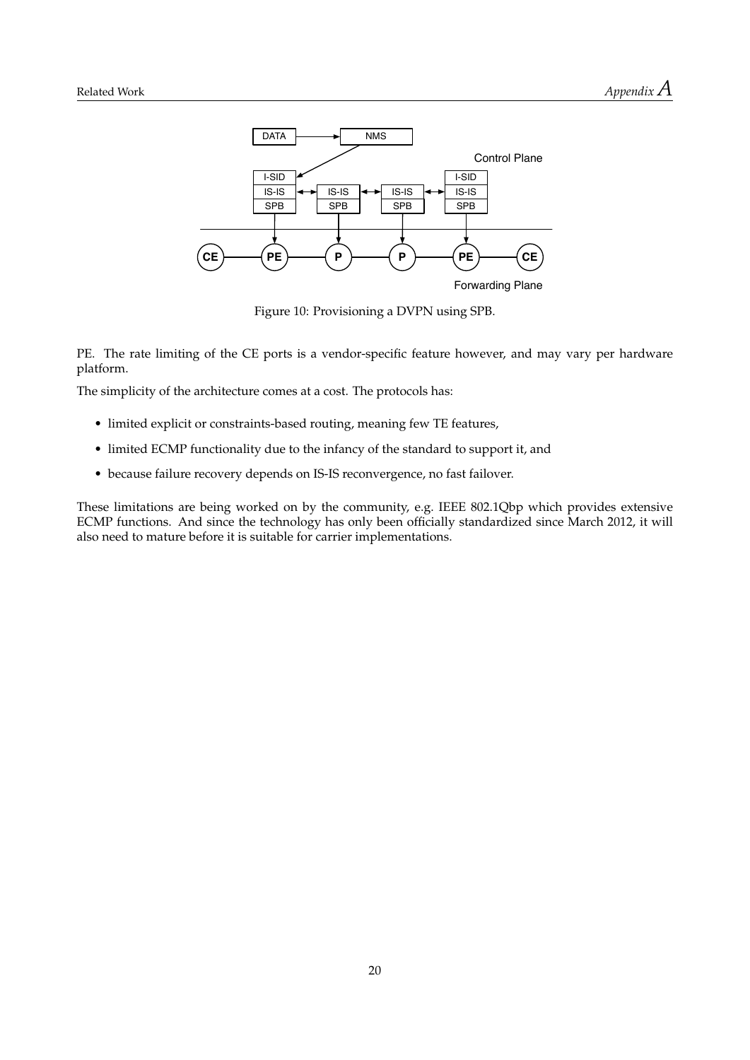Figure 10: Provisioning a DVPN using SPB.

PE. The rate limiting of the CE ports is a vendor-specific feature however, and may vary per hardware platform.

The simplicity of the architecture comes at a cost. The protocols has:

- limited explicit or constraints-based routing, meaning few TE features,
- limited ECMP functionality due to the infancy of the standard to support it, and
- because failure recovery depends on IS-IS reconvergence, no fast failover.

These limitations are being worked on by the community, e.g. IEEE 802.1Qbp which provides extensive ECMP functions. And since the technology has only been officially standardized since March 2012, it will also need to mature before it is suitable for carrier implementations.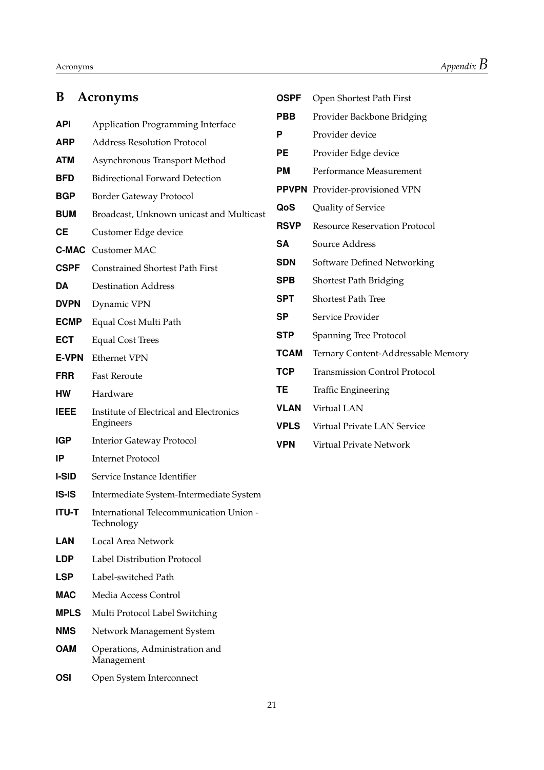# B Acronyms

**API** Application Programming Interface

**ARP** Address Resolution Protocol

**ATM** Asynchronous Transport Method

**BFD** Bidirectional Forward Detection

**BGP** Border Gateway Protocol

**BUM** Broadcast, Unknown unicast and Multicast

**CE** Customer Edge device

**C-MAC** Customer MAC

**CSPF** Constrained Shortest Path First

**DA** Destination Address

**DVPN** Dynamic VPN

**ECMP** Equal Cost Multi Path

**ECT** Equal Cost Trees

**E-VPN** Ethernet VPN

**FRR** Fast Reroute

**HW** Hardware

**IEEE** Institute of Electrical and Electronics Engineers

**IGP** Interior Gateway Protocol

**IP** Internet Protocol

**I-SID** Service Instance Identifier

**IS-IS** Intermediate System-Intermediate System

**ITU-T** International Telecommunication Union - Technology

**LAN** Local Area Network

**LDP** Label Distribution Protocol

**LSP** Label-switched Path

**MAC** Media Access Control

**MPLS** Multi Protocol Label Switching

**NMS** Network Management System

**OAM** Operations, Administration and Management

**OSI** Open System Interconnect

**OSPF** Open Shortest Path First

**PBB** Provider Backbone Bridging

**P** Provider device

**PE** Provider Edge device

**PM** Performance Measurement

**PPVPN** Provider-provisioned VPN

**QoS** Quality of Service

**RSVP** Resource Reservation Protocol

**SA** Source Address

**SDN** Software Defined Networking

**SPB** Shortest Path Bridging

**SPT** Shortest Path Tree

**SP** Service Provider

**STP** Spanning Tree Protocol

**TCAM** Ternary Content-Addressable Memory

**TCP** Transmission Control Protocol

**TE** Traffic Engineering

**VLAN** Virtual LAN

**VPLS** Virtual Private LAN Service

**VPN** Virtual Private Network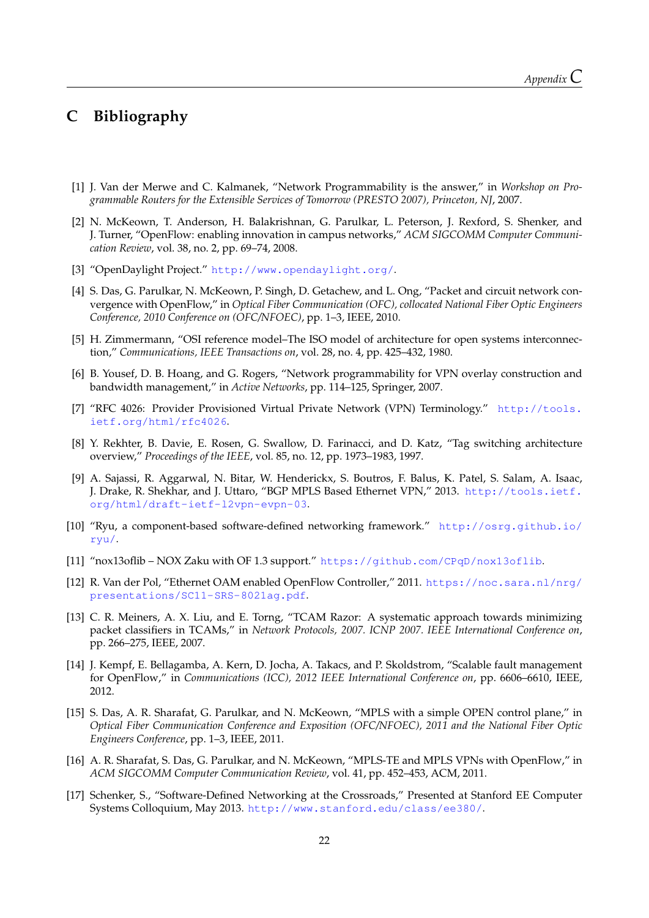# C Bibliography

[1] J. Van der Merwe and C. Kalmanek, "Network Programmability is the answer," in *Workshop on Programmable Routers for the Extensible Services of Tomorrow (PRESTO 2007), Princeton, NJ*, 2007.

[2] N. McKeown, T. Anderson, H. Balakrishnan, G. Parulkar, L. Peterson, J. Rexford, S. Shenker, and J. Turner, "OpenFlow: enabling innovation in campus networks," *ACM SIGCOMM Computer Communication Review*, vol. 38, no. 2, pp. 69–74, 2008.

[3] "OpenDaylight Project." http://www.opendaylight.org/.

[4] S. Das, G. Parulkar, N. McKeown, P. Singh, D. Getachew, and L. Ong, "Packet and circuit network convergence with OpenFlow," in *Optical Fiber Communication (OFC), collocated National Fiber Optic Engineers Conference, 2010 Conference on (OFC/NFOEC)*, pp. 1–3, IEEE, 2010.

[5] H. Zimmermann, "OSI reference model–The ISO model of architecture for open systems interconnection," *Communications, IEEE Transactions on*, vol. 28, no. 4, pp. 425–432, 1980.

[6] B. Yousef, D. B. Hoang, and G. Rogers, "Network programmability for VPN overlay construction and bandwidth management," in *Active Networks*, pp. 114–125, Springer, 2007.

[7] "RFC 4026: Provider Provisioned Virtual Private Network (VPN) Terminology." http://tools.ietf.org/html/rfc4026.

[8] Y. Rekhter, B. Davie, E. Rosen, G. Swallow, D. Farinacci, and D. Katz, "Tag switching architecture overview," *Proceedings of the IEEE*, vol. 85, no. 12, pp. 1973–1983, 1997.

[9] A. Sajassi, R. Aggarwal, N. Bitar, W. Henderickx, S. Boutros, F. Balus, K. Patel, S. Salam, A. Isaac, J. Drake, R. Shekhar, and J. Uttaro, "BGP MPLS Based Ethernet VPN," 2013. http://tools.ietf.org/html/draft-ietf-l2vpn-evpn-03.

[10] "Ryu, a component-based software-defined networking framework." http://osrg.github.io/ryu/.

[11] "nox13oflib – NOX Zaku with OF 1.3 support." https://github.com/CPqD/nox13oflib.

[12] R. Van der Pol, "Ethernet OAM enabled OpenFlow Controller," 2011. https://noc.sara.nl/nrg/presentations/SC11-SRS-8021ag.pdf.

[13] C. R. Meiners, A. X. Liu, and E. Torng, "TCAM Razor: A systematic approach towards minimizing packet classifiers in TCAMs," in *Network Protocols, 2007. ICNP 2007. IEEE International Conference on*, pp. 266–275, IEEE, 2007.

[14] J. Kempf, E. Bellagamba, A. Kern, D. Jocha, A. Takacs, and P. Skoldstrom, "Scalable fault management for OpenFlow," in *Communications (ICC), 2012 IEEE International Conference on*, pp. 6606–6610, IEEE, 2012.

[15] S. Das, A. R. Sharafat, G. Parulkar, and N. McKeown, "MPLS with a simple OPEN control plane," in *Optical Fiber Communication Conference and Exposition (OFC/NFOEC), 2011 and the National Fiber Optic Engineers Conference*, pp. 1–3, IEEE, 2011.

[16] A. R. Sharafat, S. Das, G. Parulkar, and N. McKeown, "MPLS-TE and MPLS VPNs with OpenFlow," in *ACM SIGCOMM Computer Communication Review*, vol. 41, pp. 452–453, ACM, 2011.

[17] Schenker, S., "Software-Defined Networking at the Crossroads," Presented at Stanford EE Computer Systems Colloquium, May 2013. http://www.stanford.edu/class/ee380/.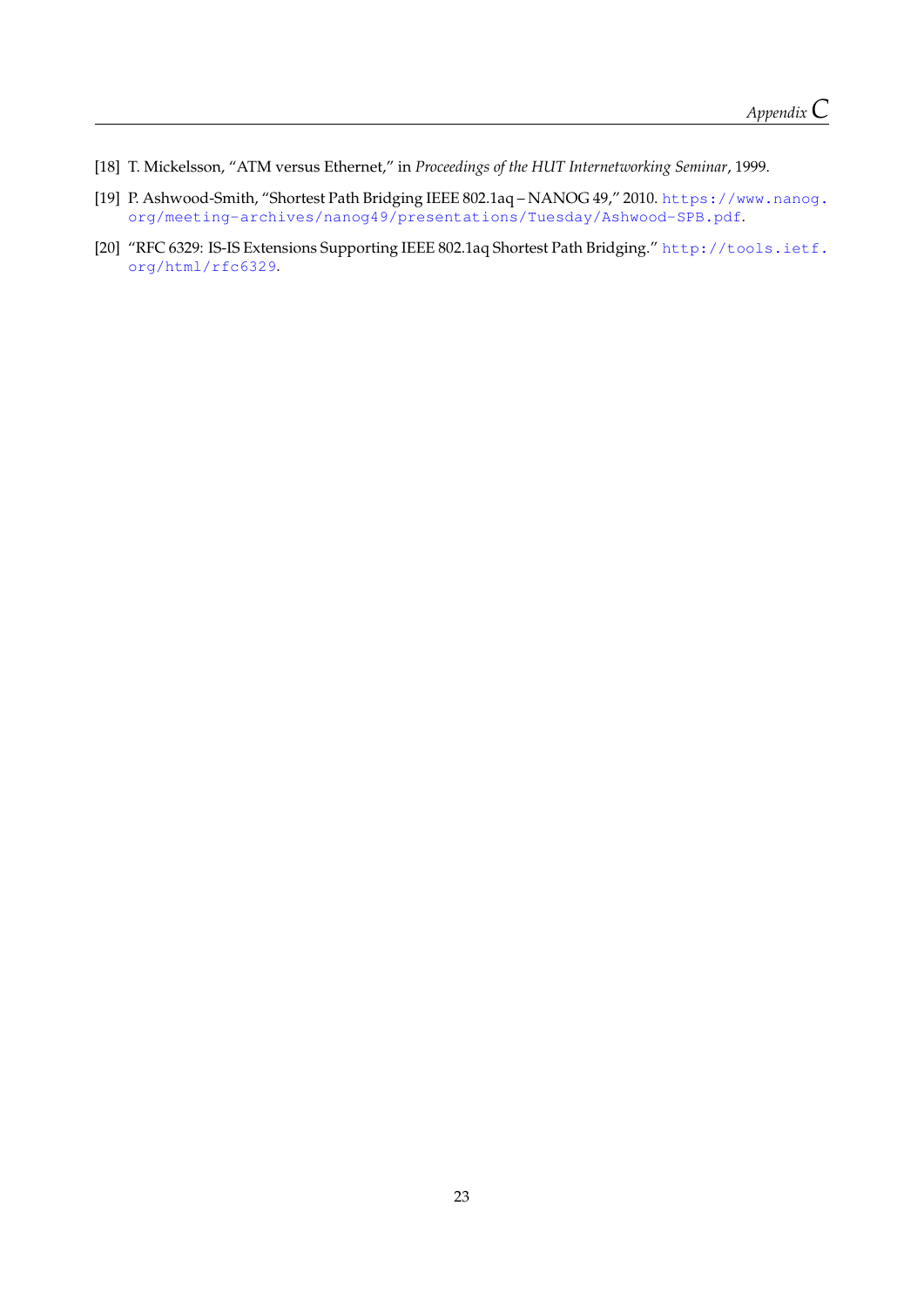[18] T. Mickelsson, "ATM versus Ethernet," in *Proceedings of the HUT Internetworking Seminar*, 1999.

[19] P. Ashwood-Smith, "Shortest Path Bridging IEEE 802.1aq – NANOG 49," 2010. https://www.nanog.org/meeting-archives/nanog49/presentations/Tuesday/Ashwood-SPB.pdf.

[20] "RFC 6329: IS-IS Extensions Supporting IEEE 802.1aq Shortest Path Bridging." http://tools.ietf.org/html/rfc6329.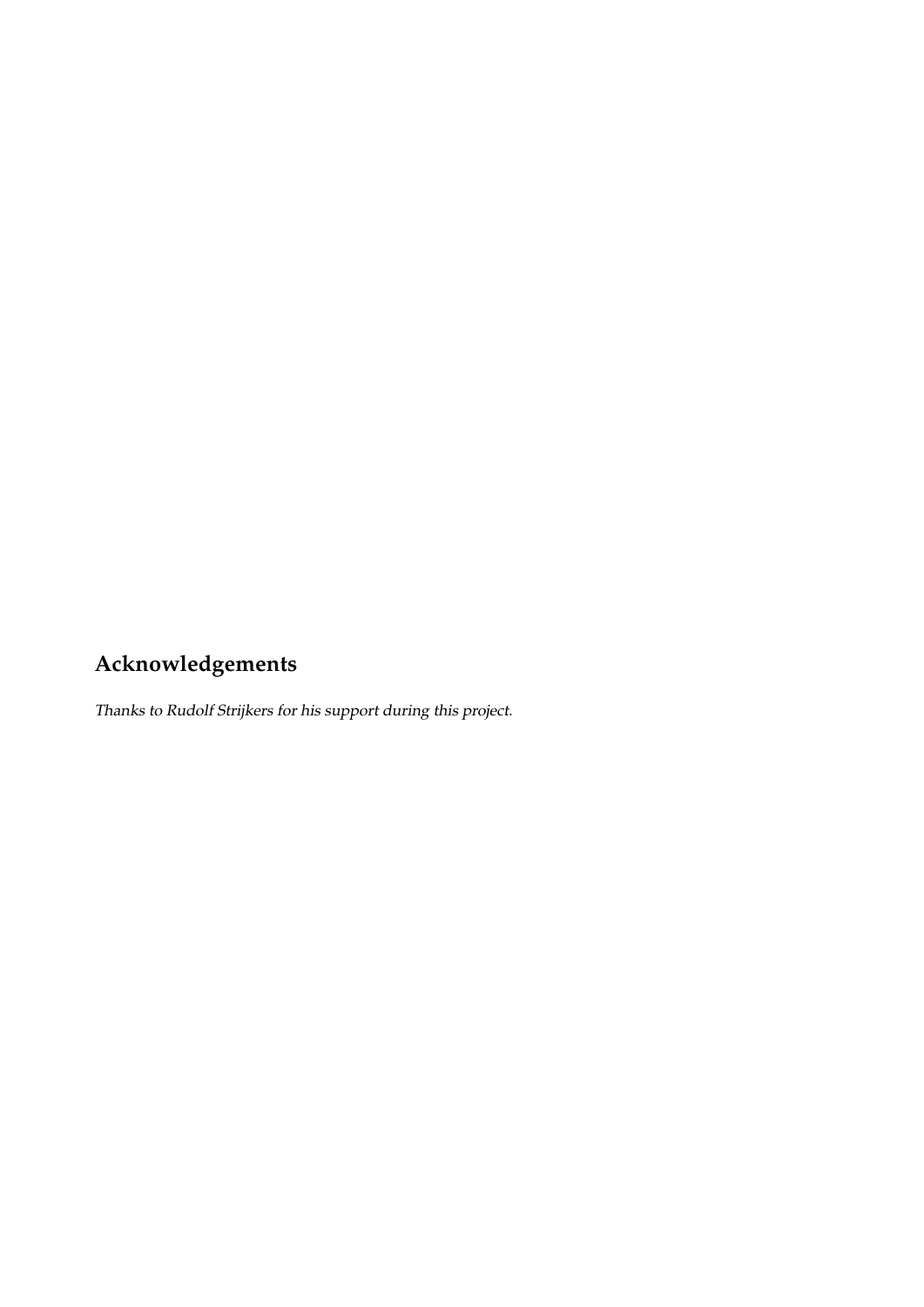## Acknowledgements

*Thanks to Rudolf Strijkers for his support during this project.*